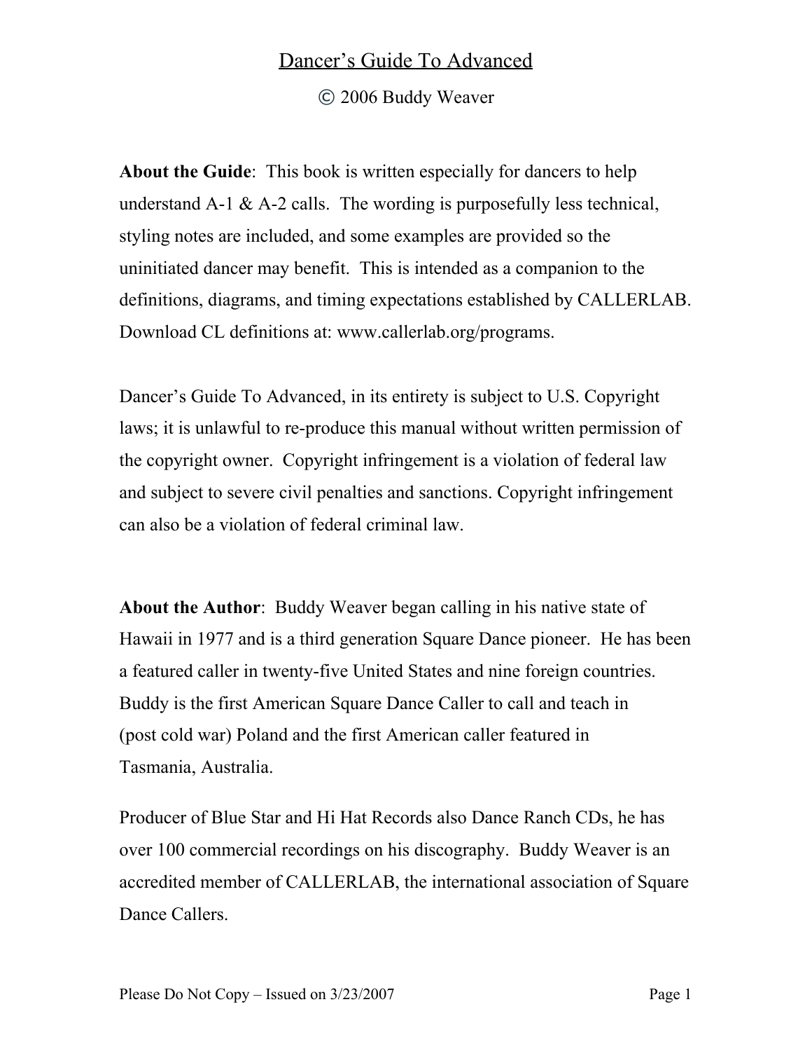# Dancer's Guide To Advanced

Ⓒ 2006 Buddy Weaver

**About the Guide**: This book is written especially for dancers to help understand A-1 & A-2 calls. The wording is purposefully less technical, styling notes are included, and some examples are provided so the uninitiated dancer may benefit. This is intended as a companion to the definitions, diagrams, and timing expectations established by CALLERLAB. Download CL definitions at: www.callerlab.org/programs.

Dancer's Guide To Advanced, in its entirety is subject to U.S. Copyright laws; it is unlawful to re-produce this manual without written permission of the copyright owner. Copyright infringement is a violation of federal law and subject to severe civil penalties and sanctions. Copyright infringement can also be a violation of federal criminal law.

**About the Author**: Buddy Weaver began calling in his native state of Hawaii in 1977 and is a third generation Square Dance pioneer. He has been a featured caller in twenty-five United States and nine foreign countries. Buddy is the first American Square Dance Caller to call and teach in (post cold war) Poland and the first American caller featured in Tasmania, Australia.

Producer of Blue Star and Hi Hat Records also Dance Ranch CDs, he has over 100 commercial recordings on his discography. Buddy Weaver is an accredited member of CALLERLAB, the international association of Square Dance Callers.

Please Do Not Copy – Issued on 3/23/2007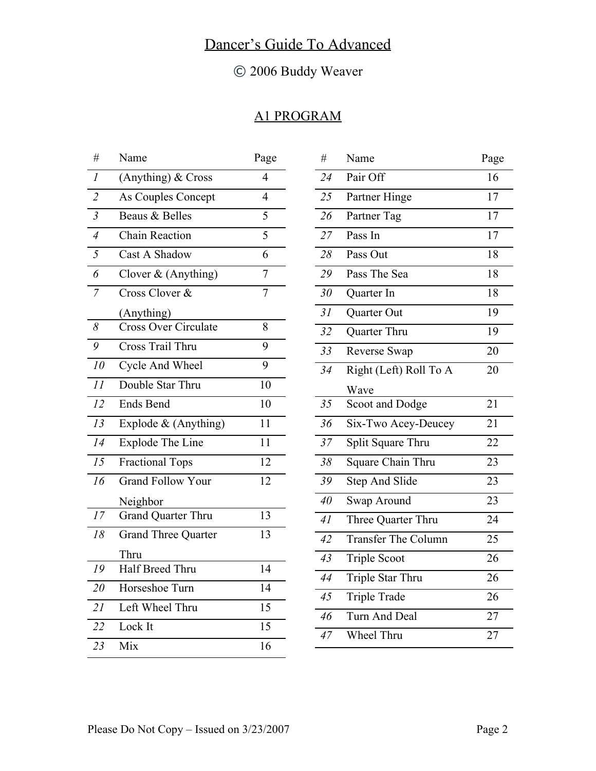# Dancer's Guide To Advanced

© 2006 Buddy Weaver

## A1 PROGRAM

| # | Name | Page |
|---|---|---|
| *1* | (Anything) & Cross | 4 |
| *2* | As Couples Concept | 4 |
| *3* | Beaus & Belles | 5 |
| *4* | Chain Reaction | 5 |
| *5* | Cast A Shadow | 6 |
| *6* | Clover & (Anything) | 7 |
| *7* | Cross Clover & (Anything) | 7 |
| *8* | Cross Over Circulate | 8 |
| *9* | Cross Trail Thru | 9 |
| *10* | Cycle And Wheel | 9 |
| *11* | Double Star Thru | 10 |
| *12* | Ends Bend | 10 |
| *13* | Explode & (Anything) | 11 |
| *14* | Explode The Line | 11 |
| *15* | Fractional Tops | 12 |
| *16* | Grand Follow Your Neighbor | 12 |
| *17* | Grand Quarter Thru | 13 |
| *18* | Grand Three Quarter Thru | 13 |
| *19* | Half Breed Thru | 14 |
| *20* | Horseshoe Turn | 14 |
| *21* | Left Wheel Thru | 15 |
| *22* | Lock It | 15 |
| *23* | Mix | 16 |
| *24* | Pair Off | 16 |
| *25* | Partner Hinge | 17 |
| *26* | Partner Tag | 17 |
| *27* | Pass In | 17 |
| *28* | Pass Out | 18 |
| *29* | Pass The Sea | 18 |
| *30* | Quarter In | 18 |
| *31* | Quarter Out | 19 |
| *32* | Quarter Thru | 19 |
| *33* | Reverse Swap | 20 |
| *34* | Right (Left) Roll To A Wave | 20 |
| *35* | Scoot and Dodge | 21 |
| *36* | Six-Two Acey-Deucey | 21 |
| *37* | Split Square Thru | 22 |
| *38* | Square Chain Thru | 23 |
| *39* | Step And Slide | 23 |
| *40* | Swap Around | 23 |
| *41* | Three Quarter Thru | 24 |
| *42* | Transfer The Column | 25 |
| *43* | Triple Scoot | 26 |
| *44* | Triple Star Thru | 26 |
| *45* | Triple Trade | 26 |
| *46* | Turn And Deal | 27 |
| *47* | Wheel Thru | 27 |

Please Do Not Copy – Issued on 3/23/2007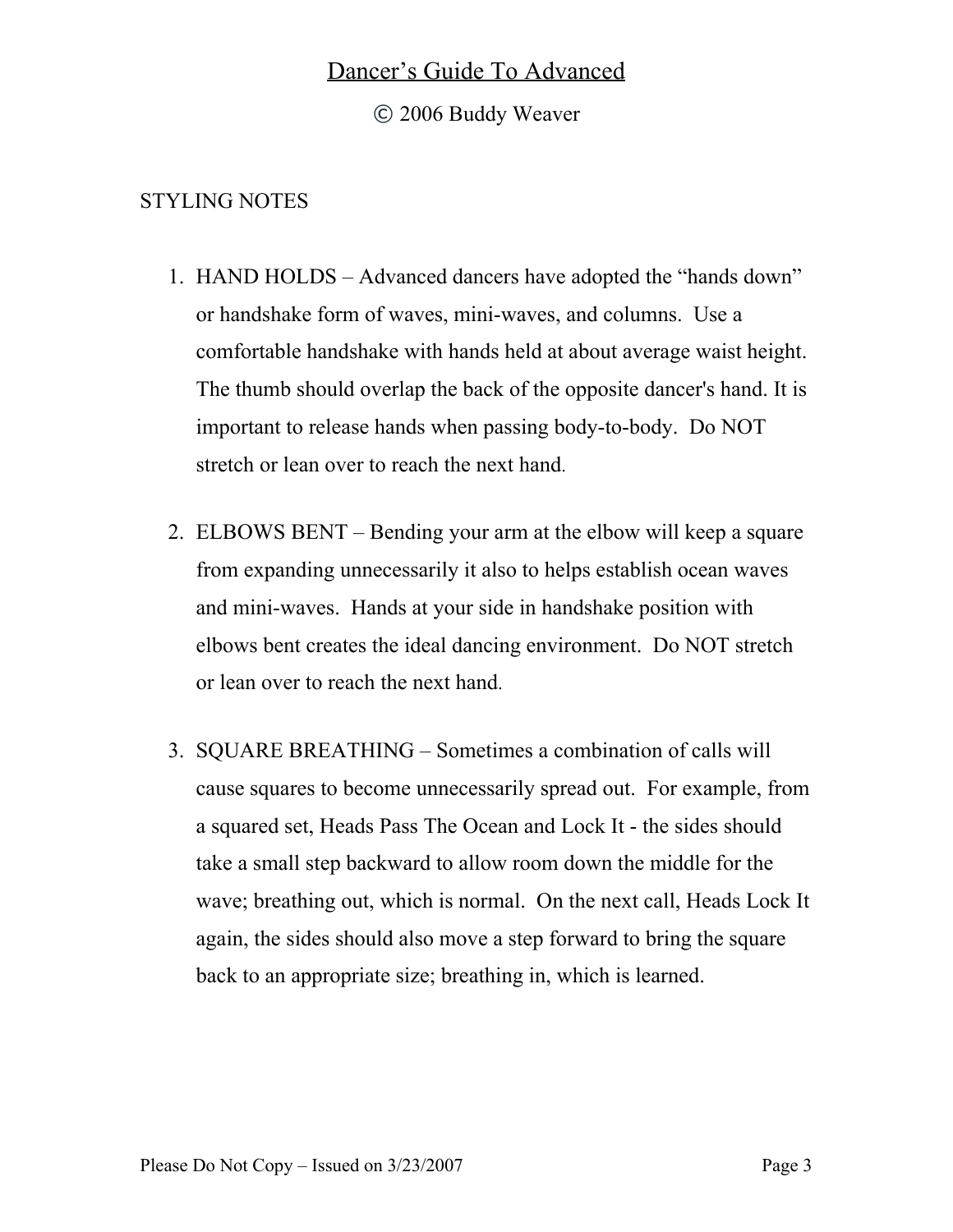# Dancer's Guide To Advanced

© 2006 Buddy Weaver

## STYLING NOTES

1. HAND HOLDS – Advanced dancers have adopted the "hands down" or handshake form of waves, mini-waves, and columns. Use a comfortable handshake with hands held at about average waist height. The thumb should overlap the back of the opposite dancer's hand. It is important to release hands when passing body-to-body. Do NOT stretch or lean over to reach the next hand.

2. ELBOWS BENT – Bending your arm at the elbow will keep a square from expanding unnecessarily it also to helps establish ocean waves and mini-waves. Hands at your side in handshake position with elbows bent creates the ideal dancing environment. Do NOT stretch or lean over to reach the next hand.

3. SQUARE BREATHING – Sometimes a combination of calls will cause squares to become unnecessarily spread out. For example, from a squared set, Heads Pass The Ocean and Lock It - the sides should take a small step backward to allow room down the middle for the wave; breathing out, which is normal. On the next call, Heads Lock It again, the sides should also move a step forward to bring the square back to an appropriate size; breathing in, which is learned.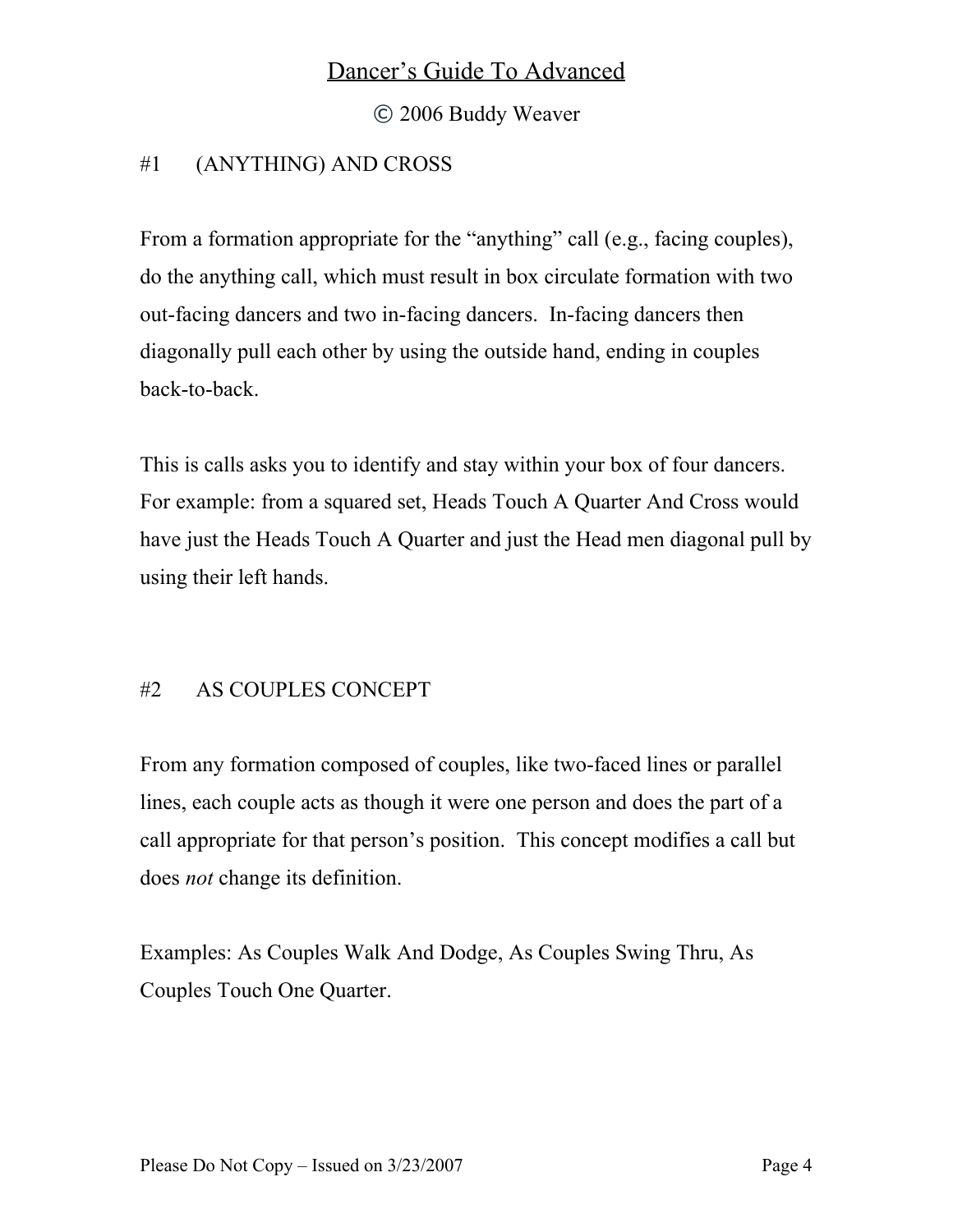# Dancer's Guide To Advanced

© 2006 Buddy Weaver

## #1 (ANYTHING) AND CROSS

From a formation appropriate for the "anything" call (e.g., facing couples), do the anything call, which must result in box circulate formation with two out-facing dancers and two in-facing dancers. In-facing dancers then diagonally pull each other by using the outside hand, ending in couples back-to-back.

This is calls asks you to identify and stay within your box of four dancers. For example: from a squared set, Heads Touch A Quarter And Cross would have just the Heads Touch A Quarter and just the Head men diagonal pull by using their left hands.

## #2 AS COUPLES CONCEPT

From any formation composed of couples, like two-faced lines or parallel lines, each couple acts as though it were one person and does the part of a call appropriate for that person's position. This concept modifies a call but does *not* change its definition.

Examples: As Couples Walk And Dodge, As Couples Swing Thru, As Couples Touch One Quarter.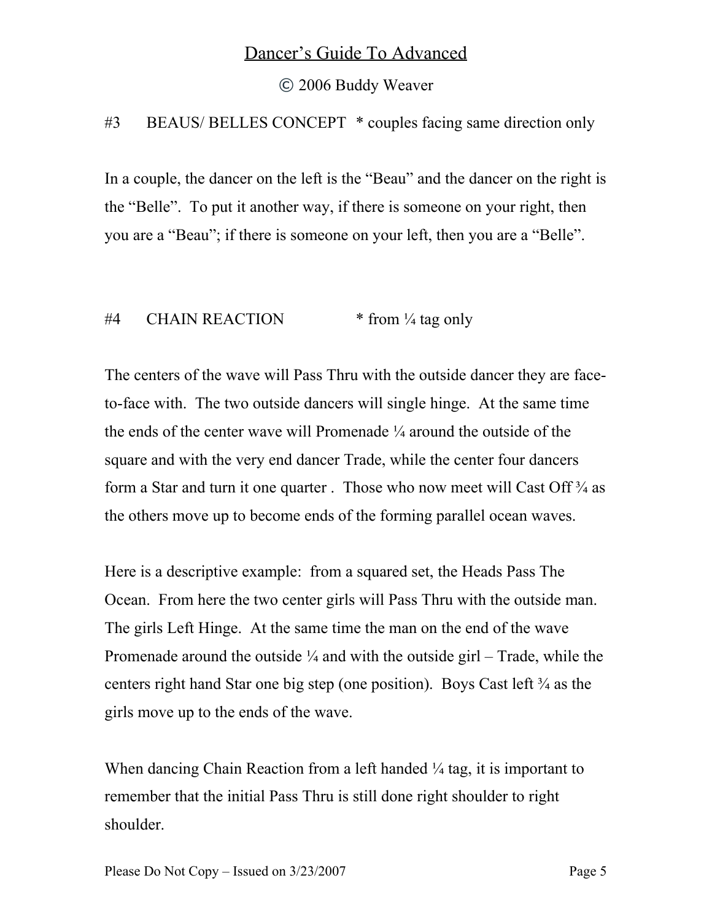#3 BEAUS/ BELLES CONCEPT * couples facing same direction only

In a couple, the dancer on the left is the "Beau" and the dancer on the right is the "Belle". To put it another way, if there is someone on your right, then you are a "Beau"; if there is someone on your left, then you are a "Belle".

#4 CHAIN REACTION * from ¼ tag only

The centers of the wave will Pass Thru with the outside dancer they are face-to-face with. The two outside dancers will single hinge. At the same time the ends of the center wave will Promenade ¼ around the outside of the square and with the very end dancer Trade, while the center four dancers form a Star and turn it one quarter . Those who now meet will Cast Off ¾ as the others move up to become ends of the forming parallel ocean waves.

Here is a descriptive example: from a squared set, the Heads Pass The Ocean. From here the two center girls will Pass Thru with the outside man. The girls Left Hinge. At the same time the man on the end of the wave Promenade around the outside ¼ and with the outside girl – Trade, while the centers right hand Star one big step (one position). Boys Cast left ¾ as the girls move up to the ends of the wave.

When dancing Chain Reaction from a left handed ¼ tag, it is important to remember that the initial Pass Thru is still done right shoulder to right shoulder.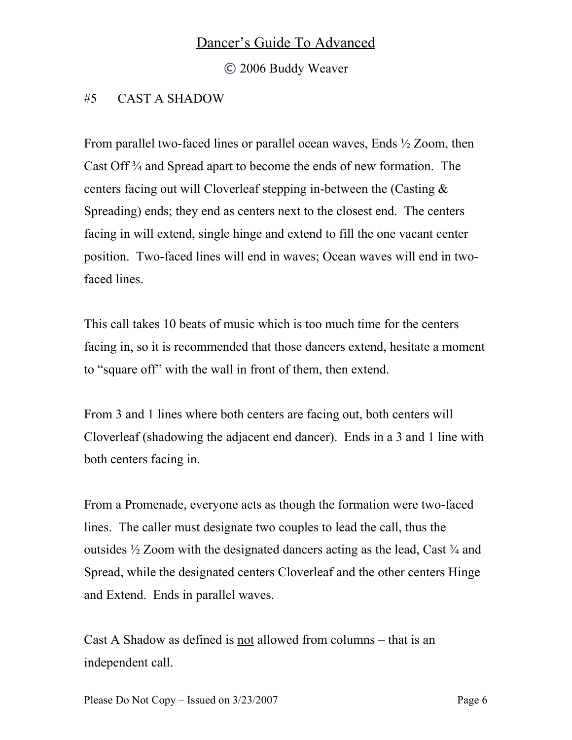## #5 CAST A SHADOW

From parallel two-faced lines or parallel ocean waves, Ends ½ Zoom, then Cast Off ¾ and Spread apart to become the ends of new formation. The centers facing out will Cloverleaf stepping in-between the (Casting & Spreading) ends; they end as centers next to the closest end. The centers facing in will extend, single hinge and extend to fill the one vacant center position. Two-faced lines will end in waves; Ocean waves will end in two-faced lines.

This call takes 10 beats of music which is too much time for the centers facing in, so it is recommended that those dancers extend, hesitate a moment to "square off" with the wall in front of them, then extend.

From 3 and 1 lines where both centers are facing out, both centers will Cloverleaf (shadowing the adjacent end dancer). Ends in a 3 and 1 line with both centers facing in.

From a Promenade, everyone acts as though the formation were two-faced lines. The caller must designate two couples to lead the call, thus the outsides ½ Zoom with the designated dancers acting as the lead, Cast ¾ and Spread, while the designated centers Cloverleaf and the other centers Hinge and Extend. Ends in parallel waves.

Cast A Shadow as defined is <u>not</u> allowed from columns – that is an independent call.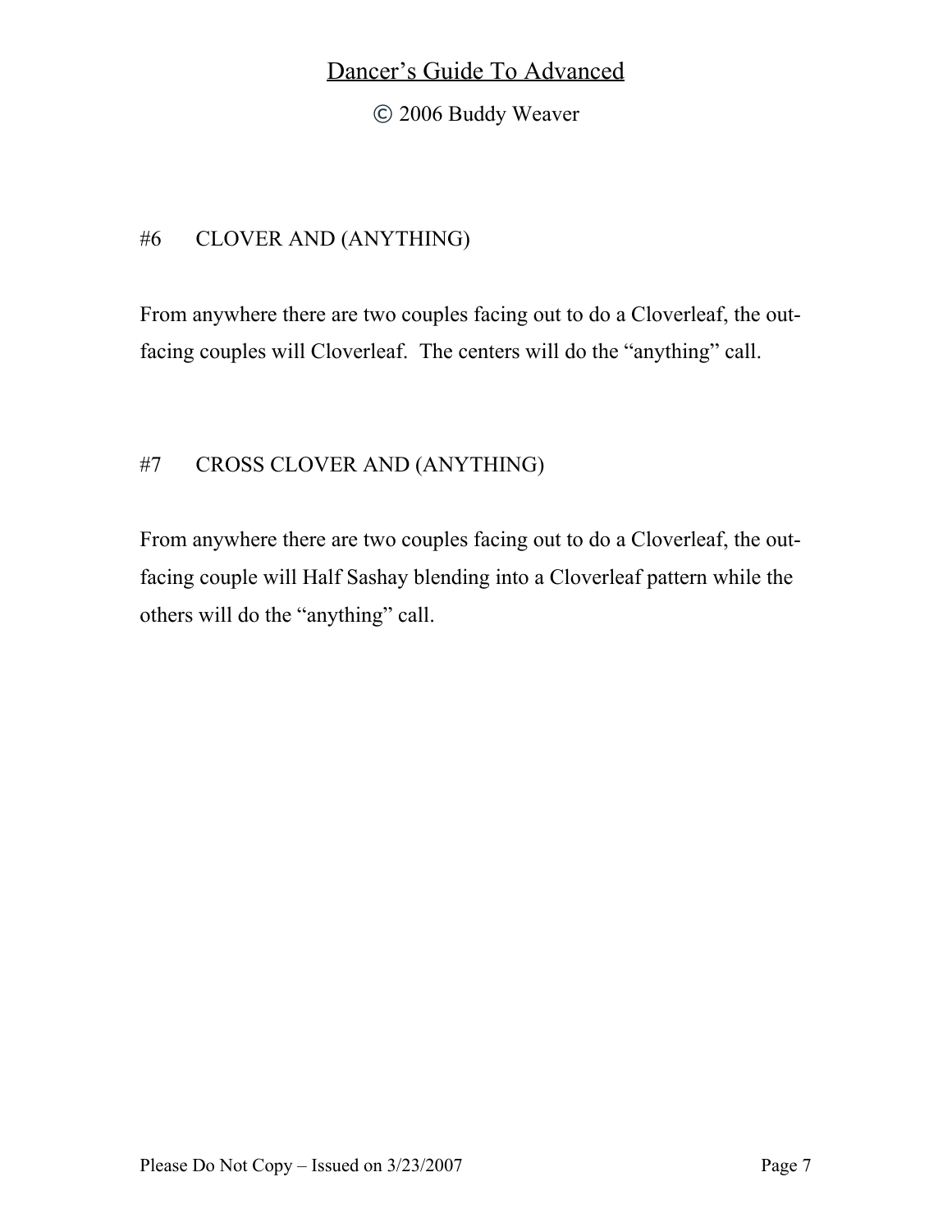## #6 CLOVER AND (ANYTHING)

From anywhere there are two couples facing out to do a Cloverleaf, the out-facing couples will Cloverleaf. The centers will do the "anything" call.

## #7 CROSS CLOVER AND (ANYTHING)

From anywhere there are two couples facing out to do a Cloverleaf, the out-facing couple will Half Sashay blending into a Cloverleaf pattern while the others will do the "anything" call.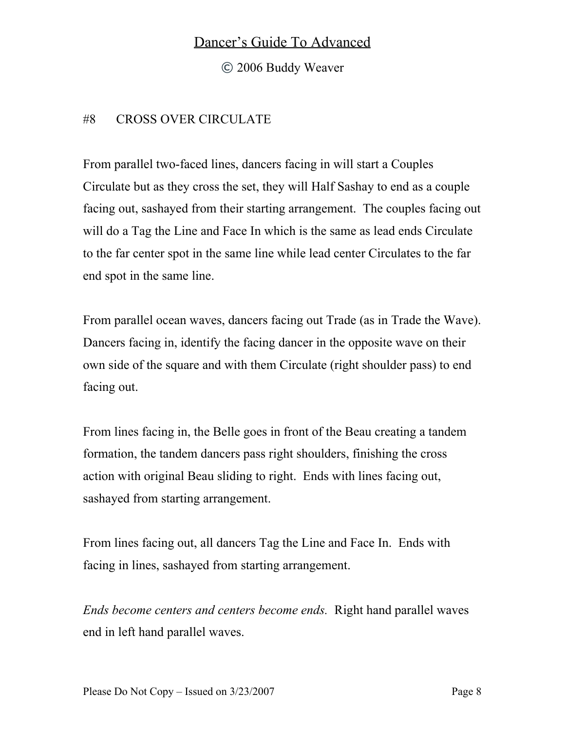## #8 CROSS OVER CIRCULATE

From parallel two-faced lines, dancers facing in will start a Couples Circulate but as they cross the set, they will Half Sashay to end as a couple facing out, sashayed from their starting arrangement. The couples facing out will do a Tag the Line and Face In which is the same as lead ends Circulate to the far center spot in the same line while lead center Circulates to the far end spot in the same line.

From parallel ocean waves, dancers facing out Trade (as in Trade the Wave). Dancers facing in, identify the facing dancer in the opposite wave on their own side of the square and with them Circulate (right shoulder pass) to end facing out.

From lines facing in, the Belle goes in front of the Beau creating a tandem formation, the tandem dancers pass right shoulders, finishing the cross action with original Beau sliding to right. Ends with lines facing out, sashayed from starting arrangement.

From lines facing out, all dancers Tag the Line and Face In. Ends with facing in lines, sashayed from starting arrangement.

*Ends become centers and centers become ends.* Right hand parallel waves end in left hand parallel waves.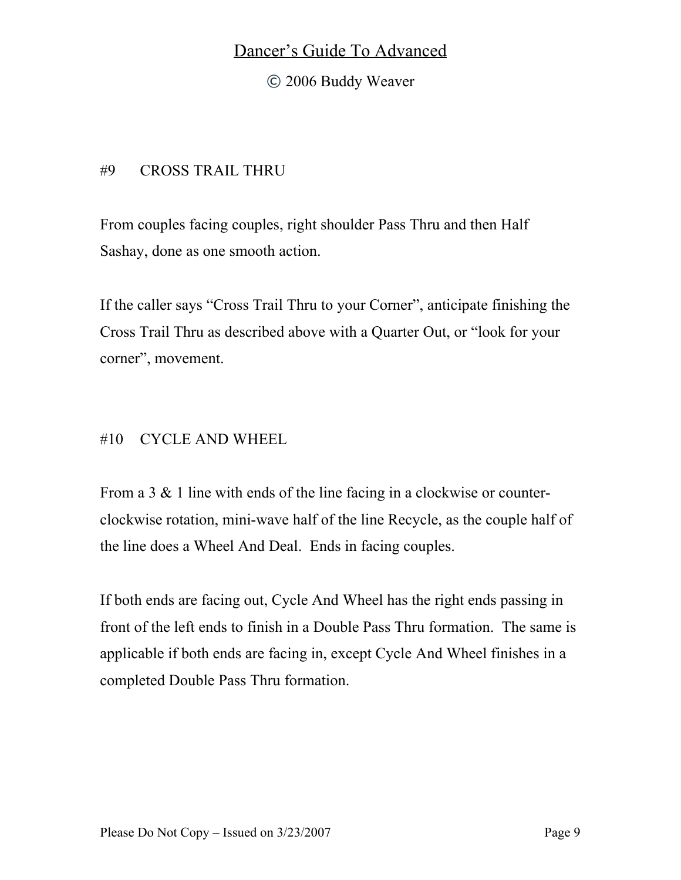## #9 CROSS TRAIL THRU

From couples facing couples, right shoulder Pass Thru and then Half Sashay, done as one smooth action.

If the caller says "Cross Trail Thru to your Corner", anticipate finishing the Cross Trail Thru as described above with a Quarter Out, or "look for your corner", movement.

## #10 CYCLE AND WHEEL

From a 3 & 1 line with ends of the line facing in a clockwise or counter-clockwise rotation, mini-wave half of the line Recycle, as the couple half of the line does a Wheel And Deal. Ends in facing couples.

If both ends are facing out, Cycle And Wheel has the right ends passing in front of the left ends to finish in a Double Pass Thru formation. The same is applicable if both ends are facing in, except Cycle And Wheel finishes in a completed Double Pass Thru formation.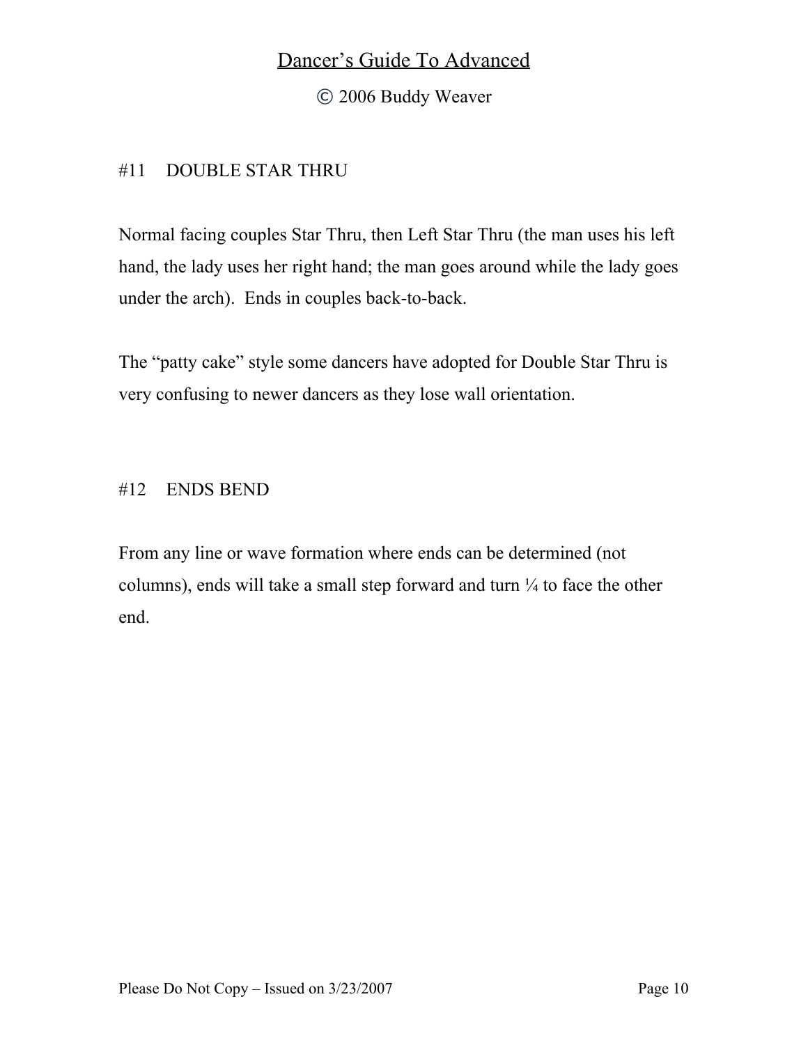## #11 DOUBLE STAR THRU

Normal facing couples Star Thru, then Left Star Thru (the man uses his left hand, the lady uses her right hand; the man goes around while the lady goes under the arch). Ends in couples back-to-back.

The "patty cake" style some dancers have adopted for Double Star Thru is very confusing to newer dancers as they lose wall orientation.

## #12 ENDS BEND

From any line or wave formation where ends can be determined (not columns), ends will take a small step forward and turn ¼ to face the other end.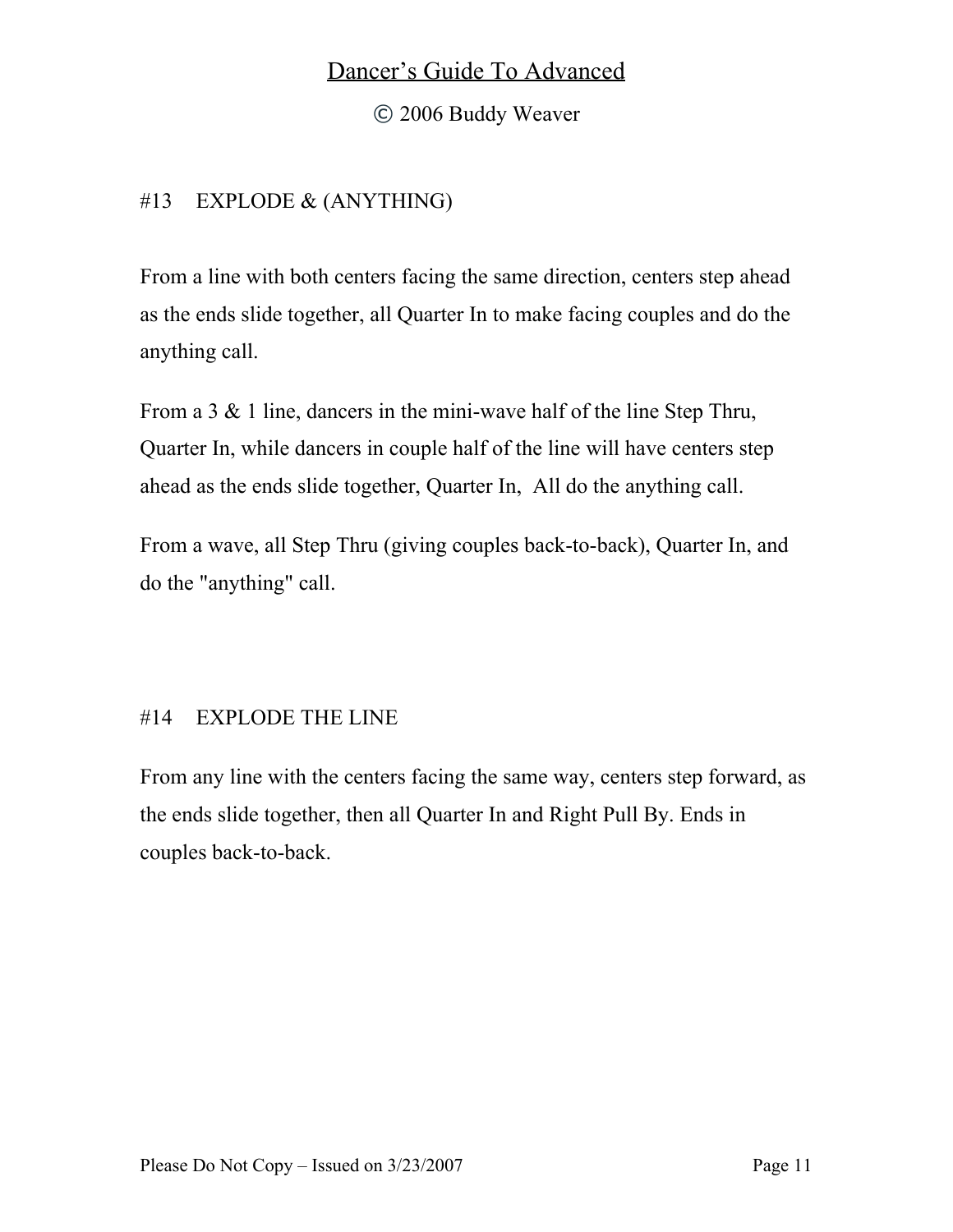## #13 EXPLODE & (ANYTHING)

From a line with both centers facing the same direction, centers step ahead as the ends slide together, all Quarter In to make facing couples and do the anything call.

From a 3 & 1 line, dancers in the mini-wave half of the line Step Thru, Quarter In, while dancers in couple half of the line will have centers step ahead as the ends slide together, Quarter In, All do the anything call.

From a wave, all Step Thru (giving couples back-to-back), Quarter In, and do the "anything" call.

## #14 EXPLODE THE LINE

From any line with the centers facing the same way, centers step forward, as the ends slide together, then all Quarter In and Right Pull By. Ends in couples back-to-back.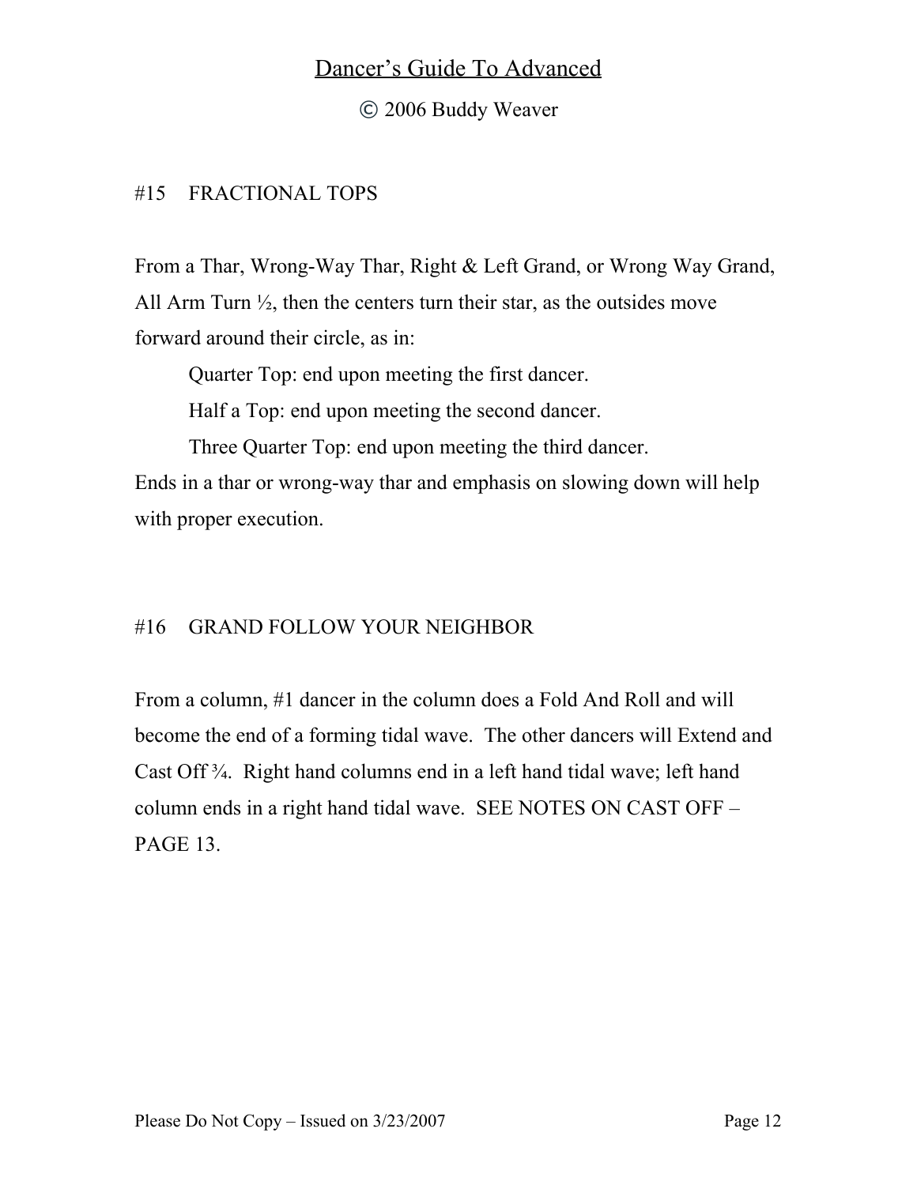## #15 FRACTIONAL TOPS

From a Thar, Wrong-Way Thar, Right & Left Grand, or Wrong Way Grand, All Arm Turn ½, then the centers turn their star, as the outsides move forward around their circle, as in:

Quarter Top: end upon meeting the first dancer.

Half a Top: end upon meeting the second dancer.

Three Quarter Top: end upon meeting the third dancer.

Ends in a thar or wrong-way thar and emphasis on slowing down will help with proper execution.

## #16 GRAND FOLLOW YOUR NEIGHBOR

From a column, #1 dancer in the column does a Fold And Roll and will become the end of a forming tidal wave. The other dancers will Extend and Cast Off ¾. Right hand columns end in a left hand tidal wave; left hand column ends in a right hand tidal wave. SEE NOTES ON CAST OFF – PAGE 13.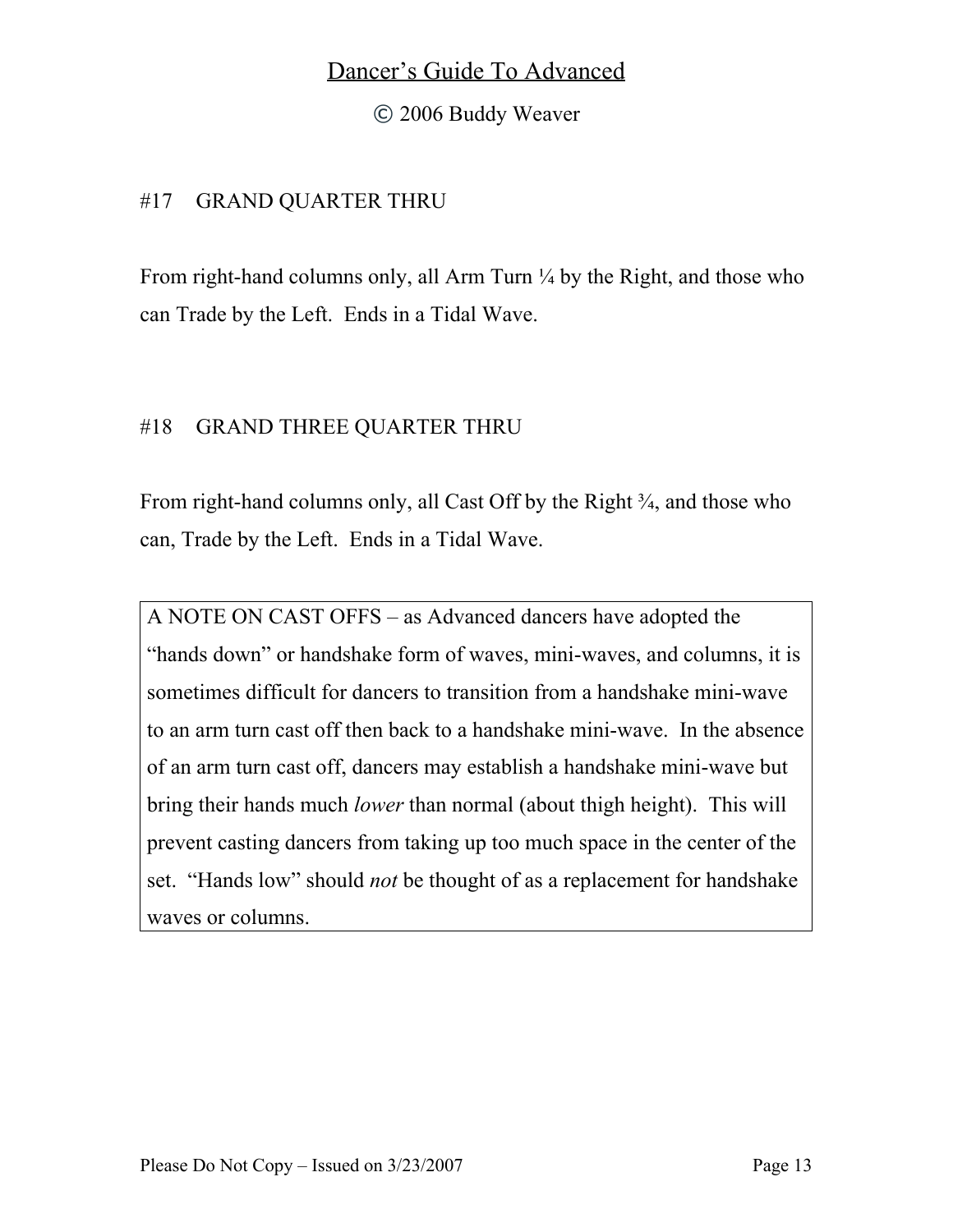## #17 GRAND QUARTER THRU

From right-hand columns only, all Arm Turn ¼ by the Right, and those who can Trade by the Left. Ends in a Tidal Wave.

## #18 GRAND THREE QUARTER THRU

From right-hand columns only, all Cast Off by the Right ¾, and those who can, Trade by the Left. Ends in a Tidal Wave.

> A NOTE ON CAST OFFS – as Advanced dancers have adopted the "hands down" or handshake form of waves, mini-waves, and columns, it is sometimes difficult for dancers to transition from a handshake mini-wave to an arm turn cast off then back to a handshake mini-wave. In the absence of an arm turn cast off, dancers may establish a handshake mini-wave but bring their hands much *lower* than normal (about thigh height). This will prevent casting dancers from taking up too much space in the center of the set. "Hands low" should *not* be thought of as a replacement for handshake waves or columns.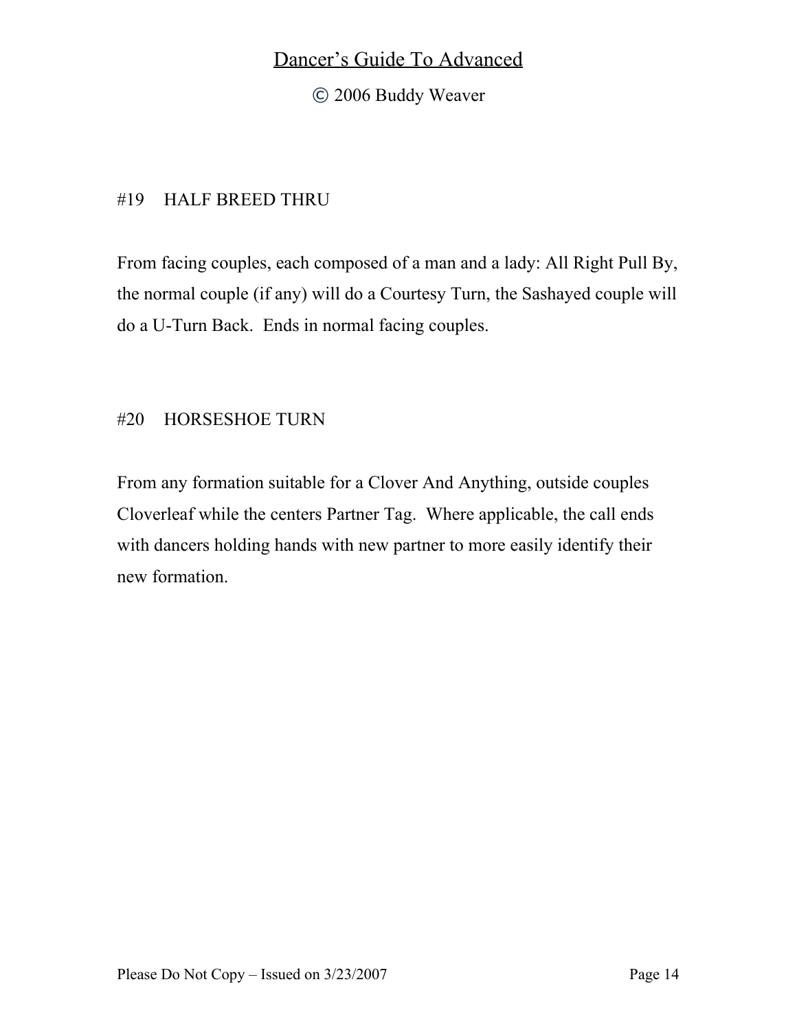#19 HALF BREED THRU

From facing couples, each composed of a man and a lady: All Right Pull By, the normal couple (if any) will do a Courtesy Turn, the Sashayed couple will do a U-Turn Back. Ends in normal facing couples.

#20 HORSESHOE TURN

From any formation suitable for a Clover And Anything, outside couples Cloverleaf while the centers Partner Tag. Where applicable, the call ends with dancers holding hands with new partner to more easily identify their new formation.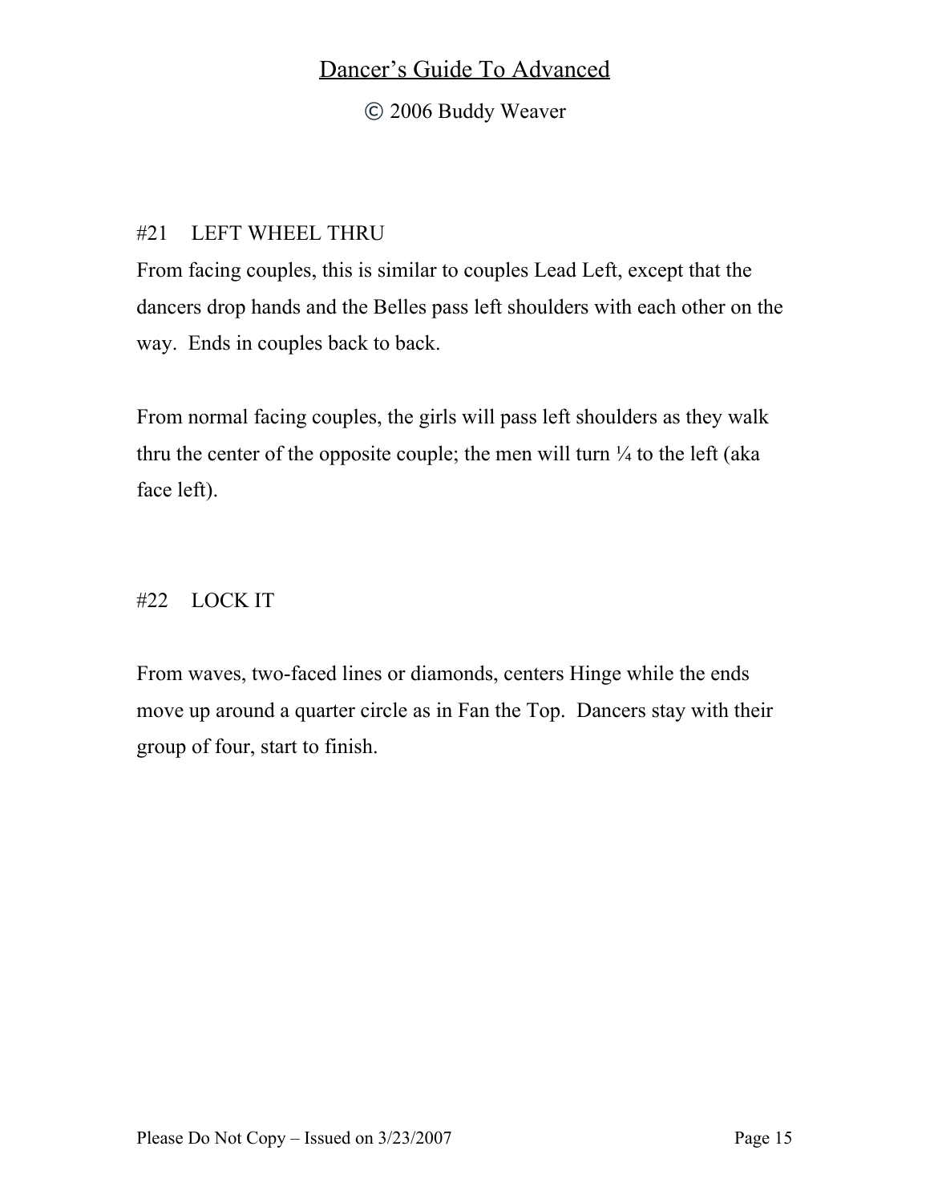## #21 LEFT WHEEL THRU

From facing couples, this is similar to couples Lead Left, except that the dancers drop hands and the Belles pass left shoulders with each other on the way. Ends in couples back to back.

From normal facing couples, the girls will pass left shoulders as they walk thru the center of the opposite couple; the men will turn ¼ to the left (aka face left).

## #22 LOCK IT

From waves, two-faced lines or diamonds, centers Hinge while the ends move up around a quarter circle as in Fan the Top. Dancers stay with their group of four, start to finish.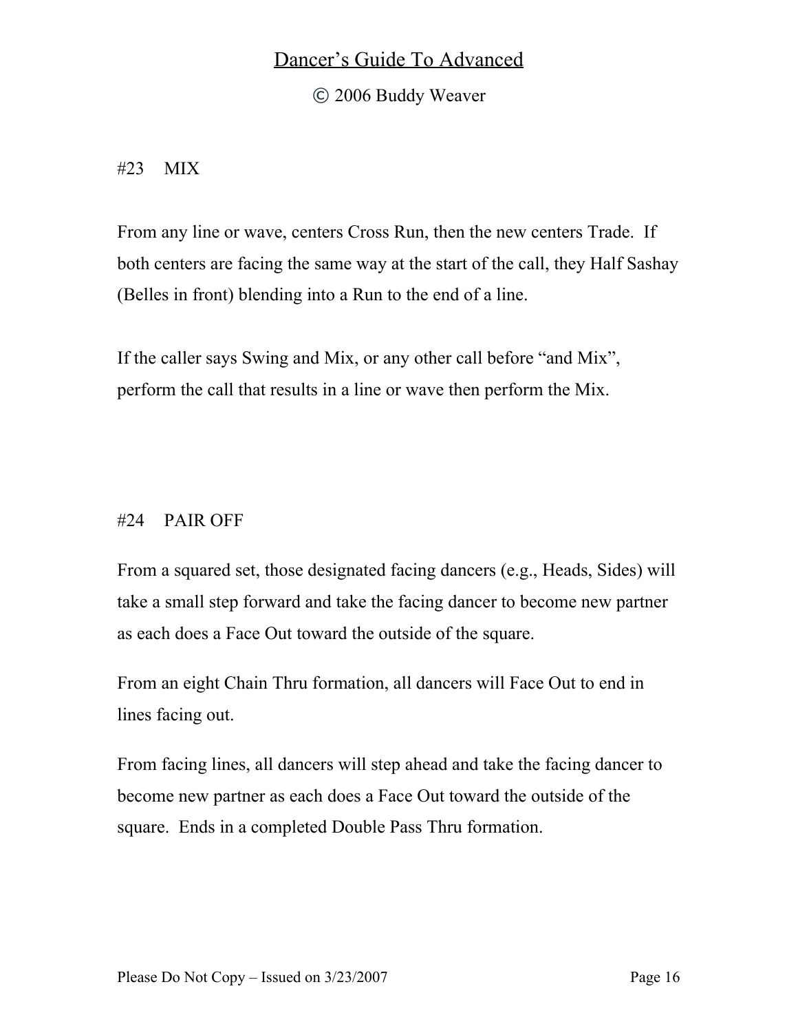#23 MIX

From any line or wave, centers Cross Run, then the new centers Trade. If both centers are facing the same way at the start of the call, they Half Sashay (Belles in front) blending into a Run to the end of a line.

If the caller says Swing and Mix, or any other call before "and Mix", perform the call that results in a line or wave then perform the Mix.

#24 PAIR OFF

From a squared set, those designated facing dancers (e.g., Heads, Sides) will take a small step forward and take the facing dancer to become new partner as each does a Face Out toward the outside of the square.

From an eight Chain Thru formation, all dancers will Face Out to end in lines facing out.

From facing lines, all dancers will step ahead and take the facing dancer to become new partner as each does a Face Out toward the outside of the square. Ends in a completed Double Pass Thru formation.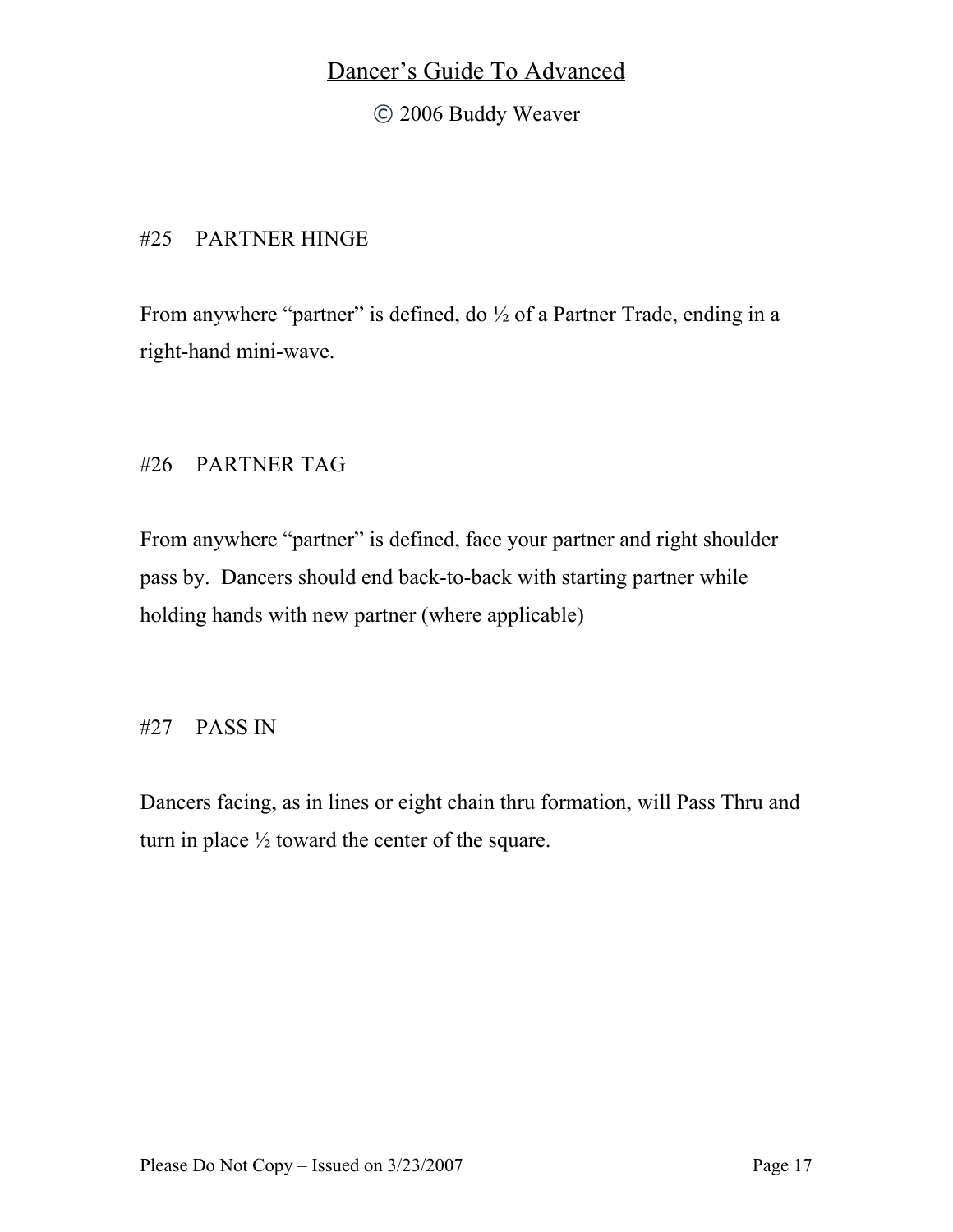#25 PARTNER HINGE

From anywhere “partner” is defined, do ½ of a Partner Trade, ending in a right-hand mini-wave.

#26 PARTNER TAG

From anywhere “partner” is defined, face your partner and right shoulder pass by. Dancers should end back-to-back with starting partner while holding hands with new partner (where applicable)

#27 PASS IN

Dancers facing, as in lines or eight chain thru formation, will Pass Thru and turn in place ½ toward the center of the square.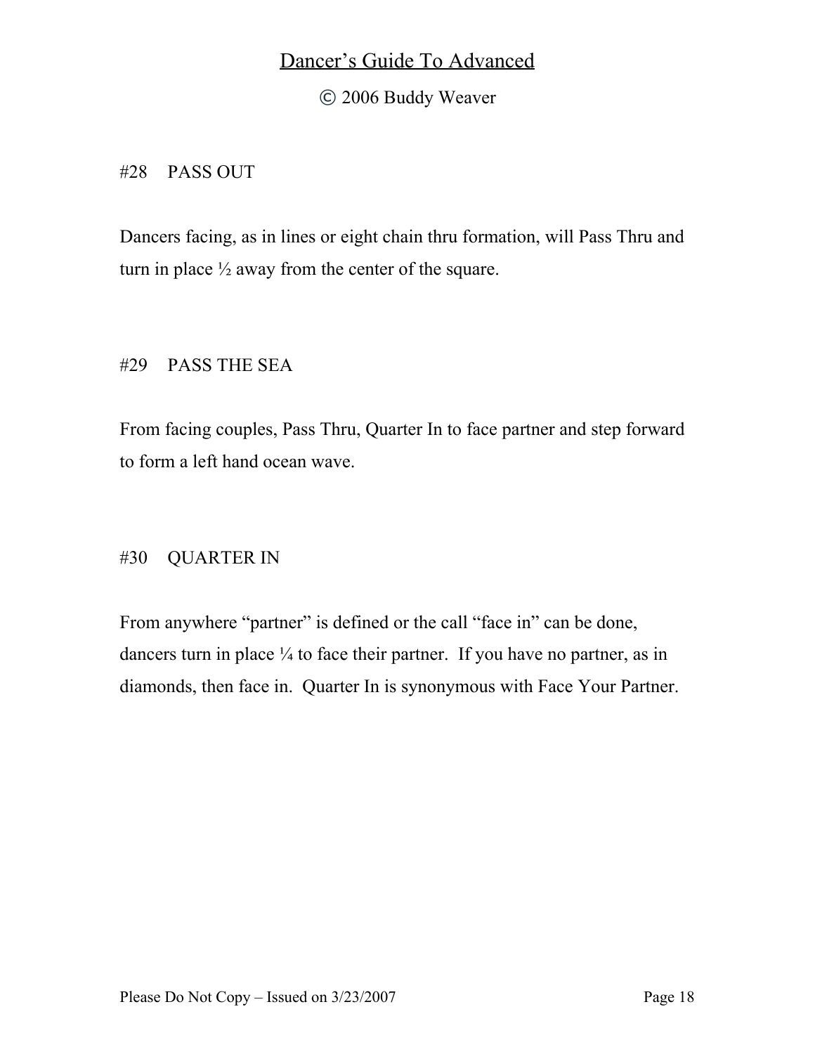### #28 PASS OUT

Dancers facing, as in lines or eight chain thru formation, will Pass Thru and turn in place ½ away from the center of the square.

### #29 PASS THE SEA

From facing couples, Pass Thru, Quarter In to face partner and step forward to form a left hand ocean wave.

### #30 QUARTER IN

From anywhere "partner" is defined or the call "face in" can be done, dancers turn in place ¼ to face their partner. If you have no partner, as in diamonds, then face in. Quarter In is synonymous with Face Your Partner.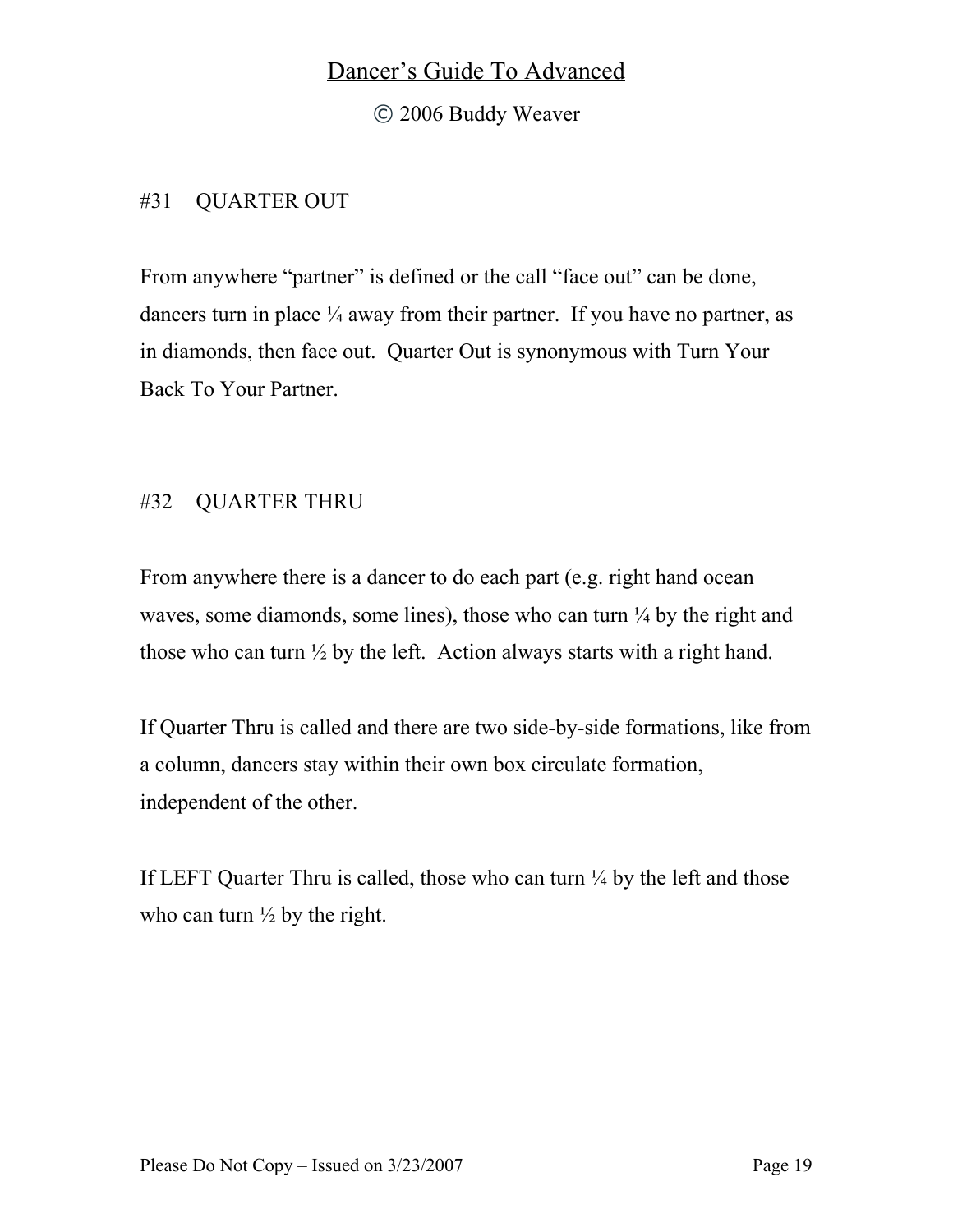## #31 QUARTER OUT

From anywhere "partner" is defined or the call "face out" can be done, dancers turn in place ¼ away from their partner. If you have no partner, as in diamonds, then face out. Quarter Out is synonymous with Turn Your Back To Your Partner.

## #32 QUARTER THRU

From anywhere there is a dancer to do each part (e.g. right hand ocean waves, some diamonds, some lines), those who can turn ¼ by the right and those who can turn ½ by the left. Action always starts with a right hand.

If Quarter Thru is called and there are two side-by-side formations, like from a column, dancers stay within their own box circulate formation, independent of the other.

If LEFT Quarter Thru is called, those who can turn ¼ by the left and those who can turn ½ by the right.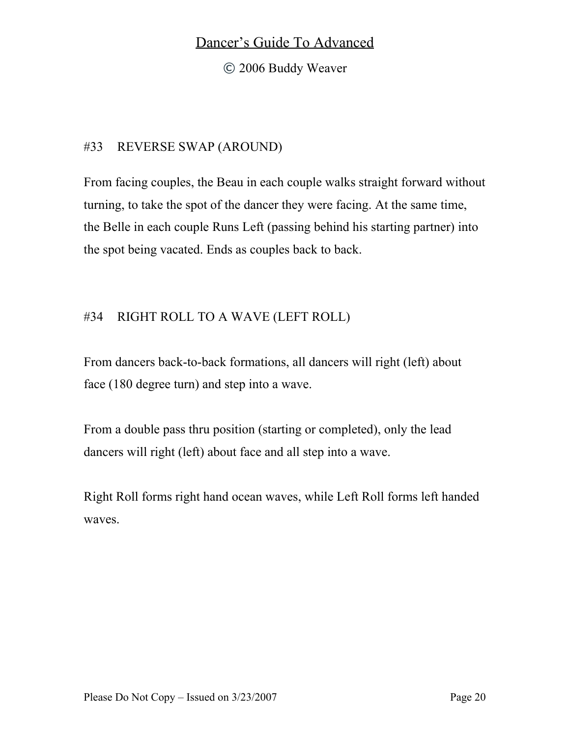#33 REVERSE SWAP (AROUND)

From facing couples, the Beau in each couple walks straight forward without turning, to take the spot of the dancer they were facing. At the same time, the Belle in each couple Runs Left (passing behind his starting partner) into the spot being vacated. Ends as couples back to back.

#34 RIGHT ROLL TO A WAVE (LEFT ROLL)

From dancers back-to-back formations, all dancers will right (left) about face (180 degree turn) and step into a wave.

From a double pass thru position (starting or completed), only the lead dancers will right (left) about face and all step into a wave.

Right Roll forms right hand ocean waves, while Left Roll forms left handed waves.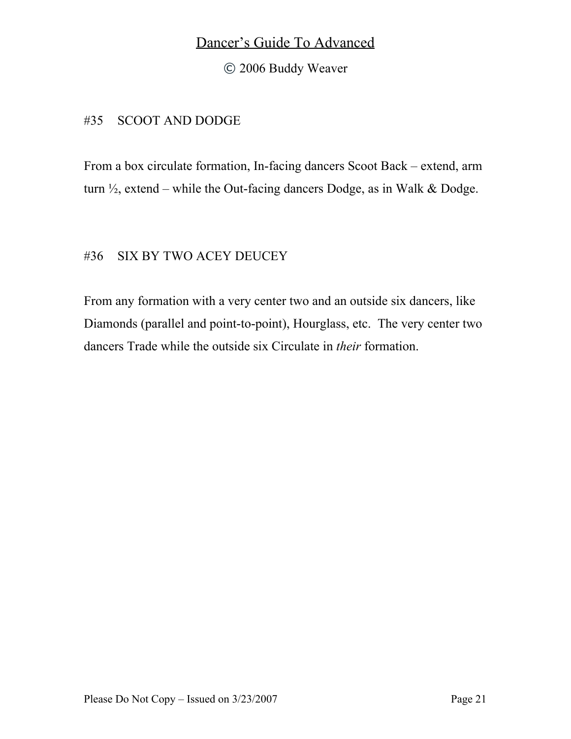## #35 SCOOT AND DODGE

From a box circulate formation, In-facing dancers Scoot Back – extend, arm turn ½, extend – while the Out-facing dancers Dodge, as in Walk & Dodge.

## #36 SIX BY TWO ACEY DEUCEY

From any formation with a very center two and an outside six dancers, like Diamonds (parallel and point-to-point), Hourglass, etc. The very center two dancers Trade while the outside six Circulate in *their* formation.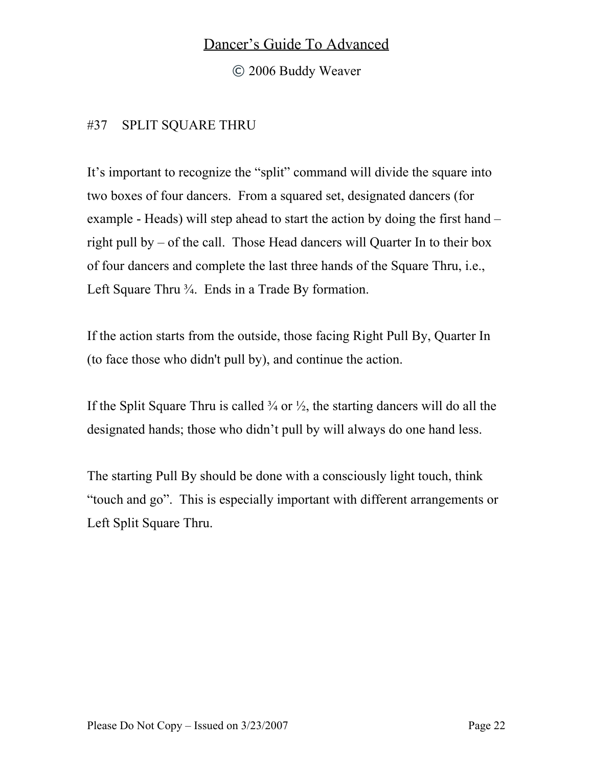## #37 SPLIT SQUARE THRU

It's important to recognize the "split" command will divide the square into two boxes of four dancers. From a squared set, designated dancers (for example - Heads) will step ahead to start the action by doing the first hand – right pull by – of the call. Those Head dancers will Quarter In to their box of four dancers and complete the last three hands of the Square Thru, i.e., Left Square Thru ¾. Ends in a Trade By formation.

If the action starts from the outside, those facing Right Pull By, Quarter In (to face those who didn't pull by), and continue the action.

If the Split Square Thru is called ¾ or ½, the starting dancers will do all the designated hands; those who didn't pull by will always do one hand less.

The starting Pull By should be done with a consciously light touch, think "touch and go". This is especially important with different arrangements or Left Split Square Thru.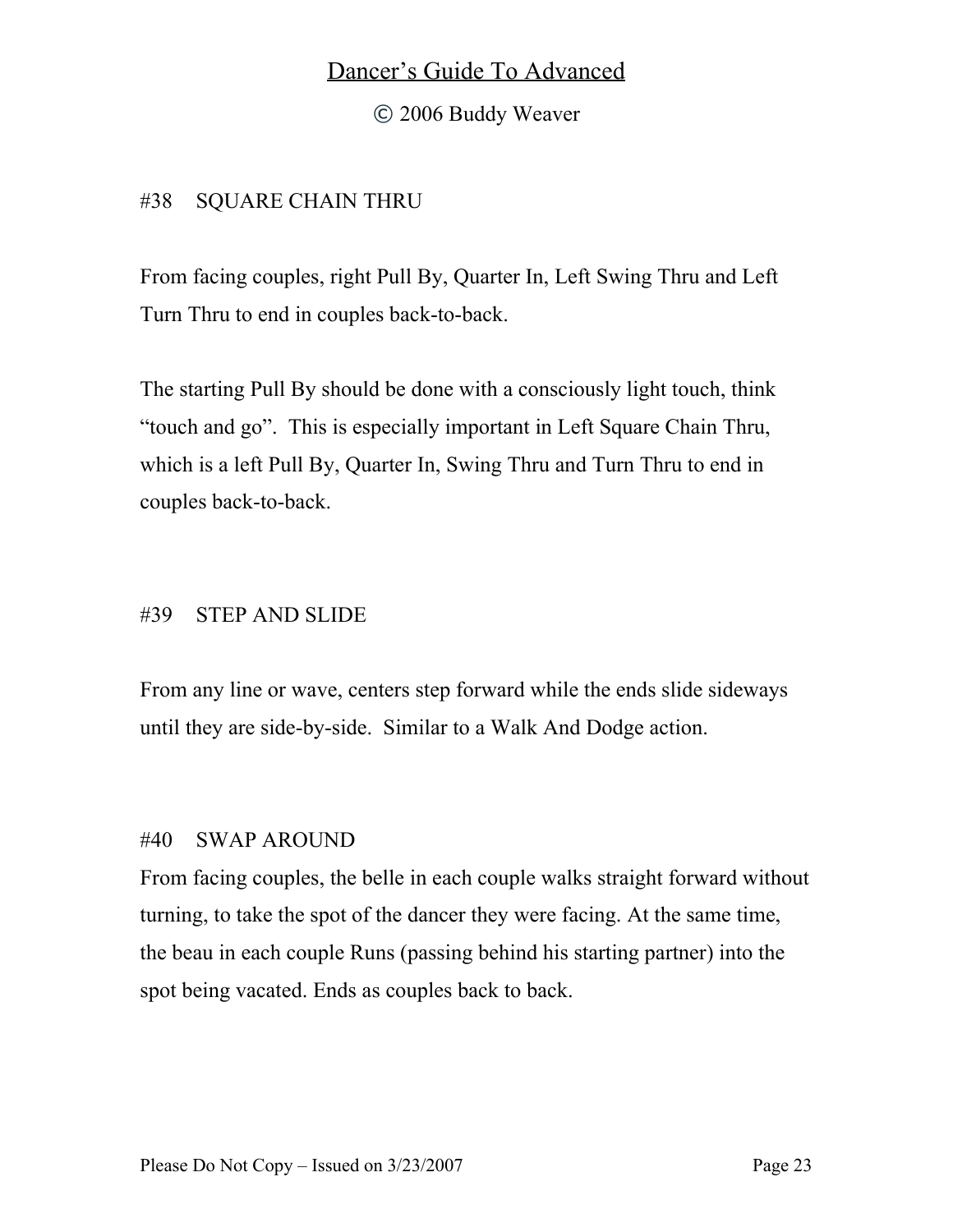## #38 SQUARE CHAIN THRU

From facing couples, right Pull By, Quarter In, Left Swing Thru and Left Turn Thru to end in couples back-to-back.

The starting Pull By should be done with a consciously light touch, think "touch and go". This is especially important in Left Square Chain Thru, which is a left Pull By, Quarter In, Swing Thru and Turn Thru to end in couples back-to-back.

## #39 STEP AND SLIDE

From any line or wave, centers step forward while the ends slide sideways until they are side-by-side. Similar to a Walk And Dodge action.

## #40 SWAP AROUND

From facing couples, the belle in each couple walks straight forward without turning, to take the spot of the dancer they were facing. At the same time, the beau in each couple Runs (passing behind his starting partner) into the spot being vacated. Ends as couples back to back.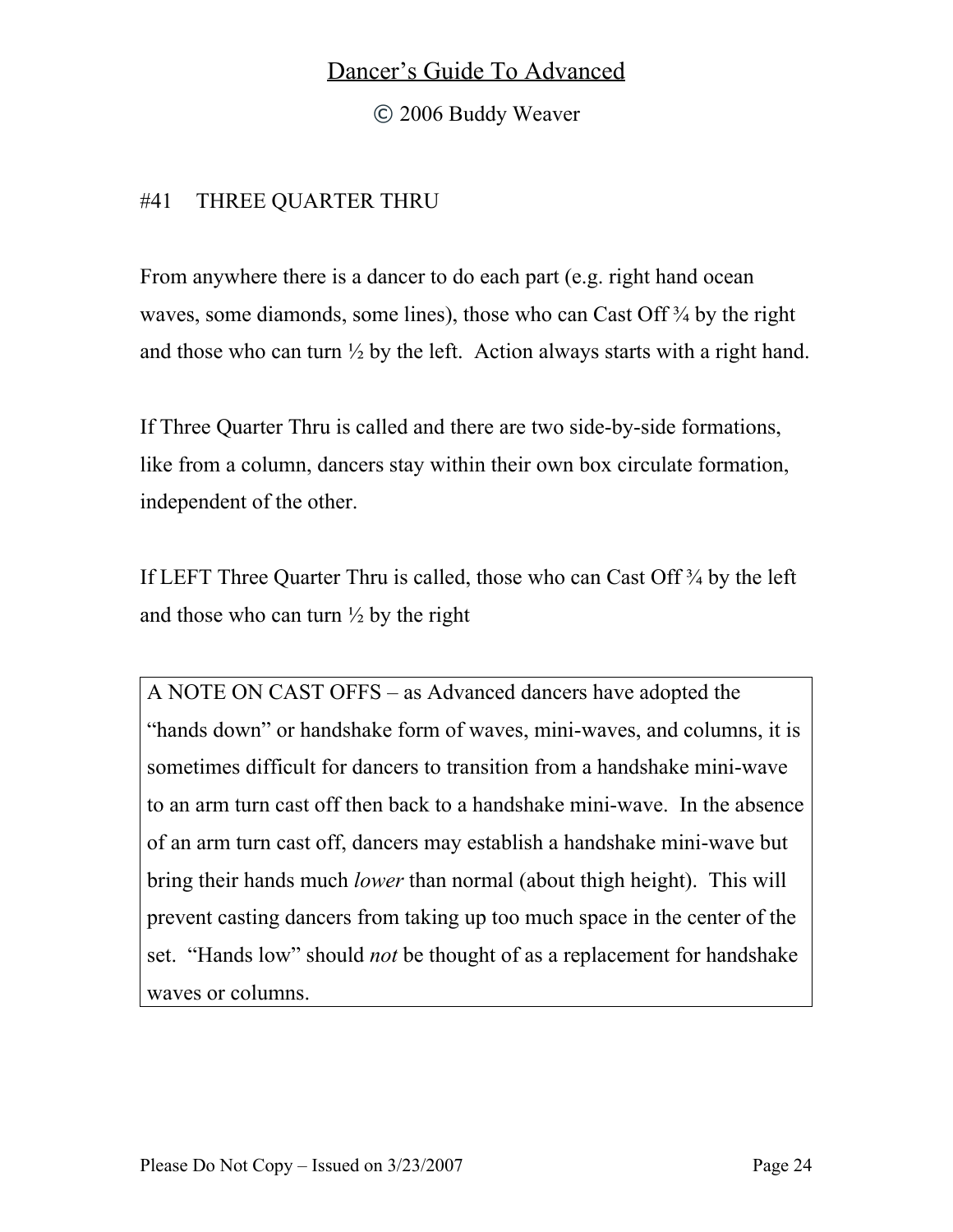## #41 THREE QUARTER THRU

From anywhere there is a dancer to do each part (e.g. right hand ocean waves, some diamonds, some lines), those who can Cast Off ¾ by the right and those who can turn ½ by the left. Action always starts with a right hand.

If Three Quarter Thru is called and there are two side-by-side formations, like from a column, dancers stay within their own box circulate formation, independent of the other.

If LEFT Three Quarter Thru is called, those who can Cast Off ¾ by the left and those who can turn ½ by the right

> A NOTE ON CAST OFFS – as Advanced dancers have adopted the "hands down" or handshake form of waves, mini-waves, and columns, it is sometimes difficult for dancers to transition from a handshake mini-wave to an arm turn cast off then back to a handshake mini-wave. In the absence of an arm turn cast off, dancers may establish a handshake mini-wave but bring their hands much *lower* than normal (about thigh height). This will prevent casting dancers from taking up too much space in the center of the set. "Hands low" should *not* be thought of as a replacement for handshake waves or columns.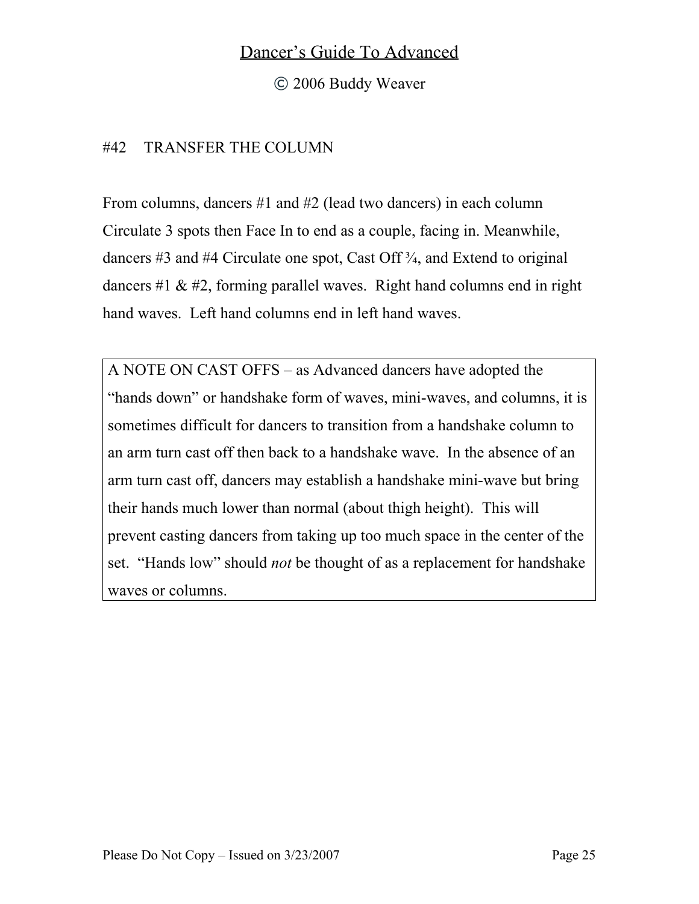## #42 TRANSFER THE COLUMN

From columns, dancers #1 and #2 (lead two dancers) in each column Circulate 3 spots then Face In to end as a couple, facing in. Meanwhile, dancers #3 and #4 Circulate one spot, Cast Off ¾, and Extend to original dancers #1 & #2, forming parallel waves. Right hand columns end in right hand waves. Left hand columns end in left hand waves.

> A NOTE ON CAST OFFS – as Advanced dancers have adopted the "hands down" or handshake form of waves, mini-waves, and columns, it is sometimes difficult for dancers to transition from a handshake column to an arm turn cast off then back to a handshake wave. In the absence of an arm turn cast off, dancers may establish a handshake mini-wave but bring their hands much lower than normal (about thigh height). This will prevent casting dancers from taking up too much space in the center of the set. "Hands low" should *not* be thought of as a replacement for handshake waves or columns.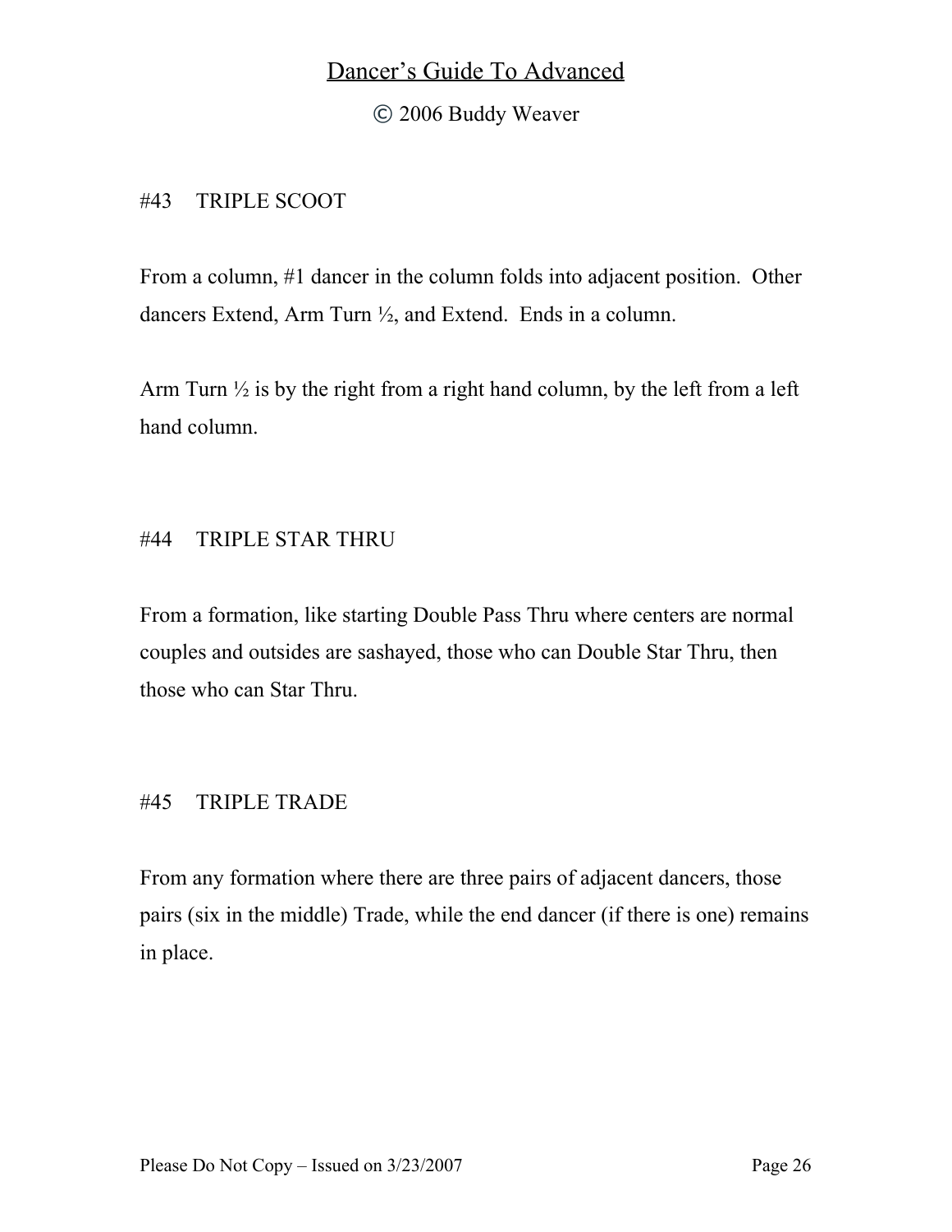#43 TRIPLE SCOOT

From a column, #1 dancer in the column folds into adjacent position. Other dancers Extend, Arm Turn ½, and Extend. Ends in a column.

Arm Turn ½ is by the right from a right hand column, by the left from a left hand column.

#44 TRIPLE STAR THRU

From a formation, like starting Double Pass Thru where centers are normal couples and outsides are sashayed, those who can Double Star Thru, then those who can Star Thru.

#45 TRIPLE TRADE

From any formation where there are three pairs of adjacent dancers, those pairs (six in the middle) Trade, while the end dancer (if there is one) remains in place.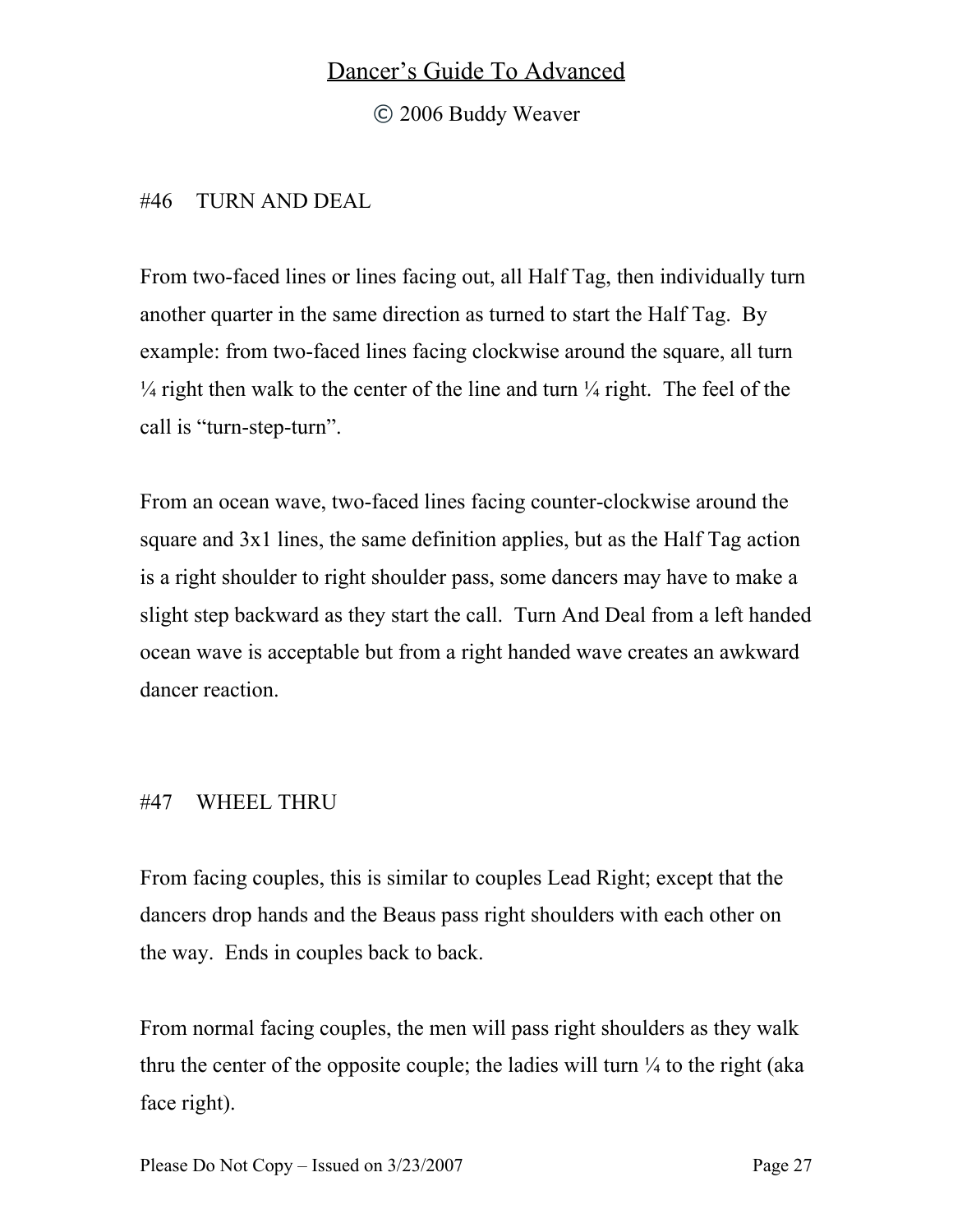## #46 TURN AND DEAL

From two-faced lines or lines facing out, all Half Tag, then individually turn another quarter in the same direction as turned to start the Half Tag. By example: from two-faced lines facing clockwise around the square, all turn ¼ right then walk to the center of the line and turn ¼ right. The feel of the call is “turn-step-turn”.

From an ocean wave, two-faced lines facing counter-clockwise around the square and 3x1 lines, the same definition applies, but as the Half Tag action is a right shoulder to right shoulder pass, some dancers may have to make a slight step backward as they start the call. Turn And Deal from a left handed ocean wave is acceptable but from a right handed wave creates an awkward dancer reaction.

## #47 WHEEL THRU

From facing couples, this is similar to couples Lead Right; except that the dancers drop hands and the Beaus pass right shoulders with each other on the way. Ends in couples back to back.

From normal facing couples, the men will pass right shoulders as they walk thru the center of the opposite couple; the ladies will turn ¼ to the right (aka face right).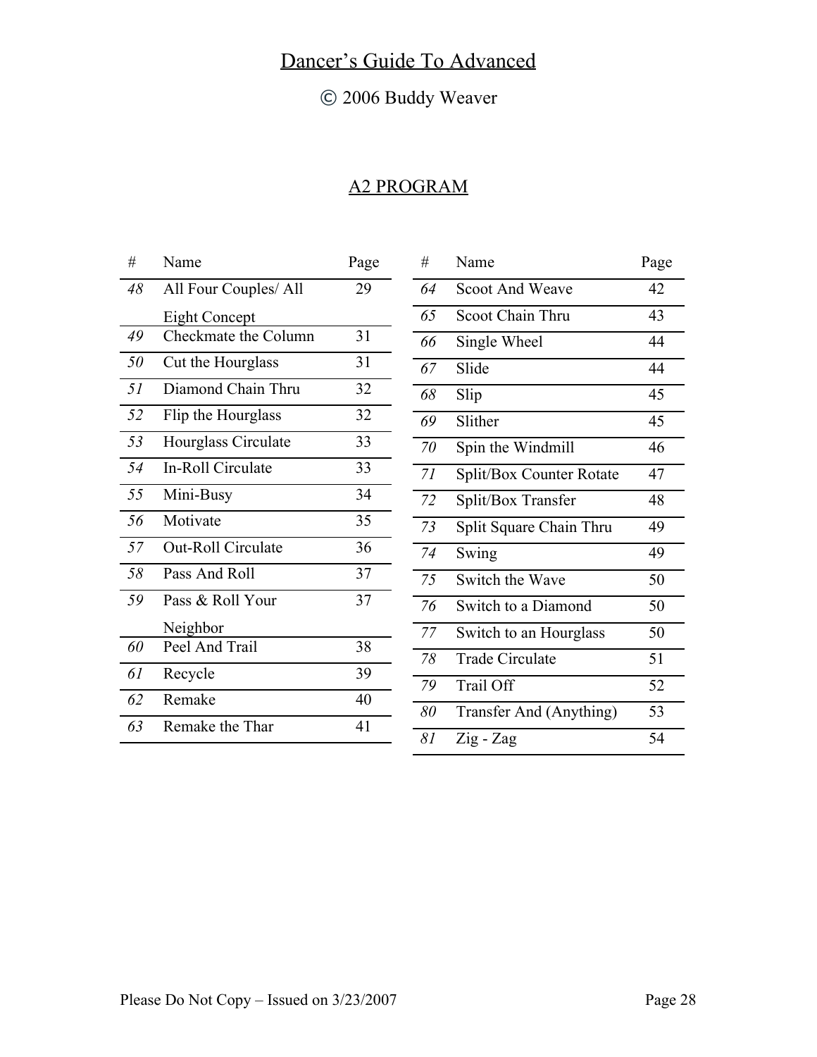# Dancer's Guide To Advanced

© 2006 Buddy Weaver

## A2 PROGRAM

| # | Name | Page |
|---|---|---|
| *48* | All Four Couples/ All Eight Concept | 29 |
| *49* | Checkmate the Column | 31 |
| *50* | Cut the Hourglass | 31 |
| *51* | Diamond Chain Thru | 32 |
| *52* | Flip the Hourglass | 32 |
| *53* | Hourglass Circulate | 33 |
| *54* | In-Roll Circulate | 33 |
| *55* | Mini-Busy | 34 |
| *56* | Motivate | 35 |
| *57* | Out-Roll Circulate | 36 |
| *58* | Pass And Roll | 37 |
| *59* | Pass & Roll Your Neighbor | 37 |
| *60* | Peel And Trail | 38 |
| *61* | Recycle | 39 |
| *62* | Remake | 40 |
| *63* | Remake the Thar | 41 |
| *64* | Scoot And Weave | 42 |
| *65* | Scoot Chain Thru | 43 |
| *66* | Single Wheel | 44 |
| *67* | Slide | 44 |
| *68* | Slip | 45 |
| *69* | Slither | 45 |
| *70* | Spin the Windmill | 46 |
| *71* | Split/Box Counter Rotate | 47 |
| *72* | Split/Box Transfer | 48 |
| *73* | Split Square Chain Thru | 49 |
| *74* | Swing | 49 |
| *75* | Switch the Wave | 50 |
| *76* | Switch to a Diamond | 50 |
| *77* | Switch to an Hourglass | 50 |
| *78* | Trade Circulate | 51 |
| *79* | Trail Off | 52 |
| *80* | Transfer And (Anything) | 53 |
| *81* | Zig - Zag | 54 |

Please Do Not Copy – Issued on 3/23/2007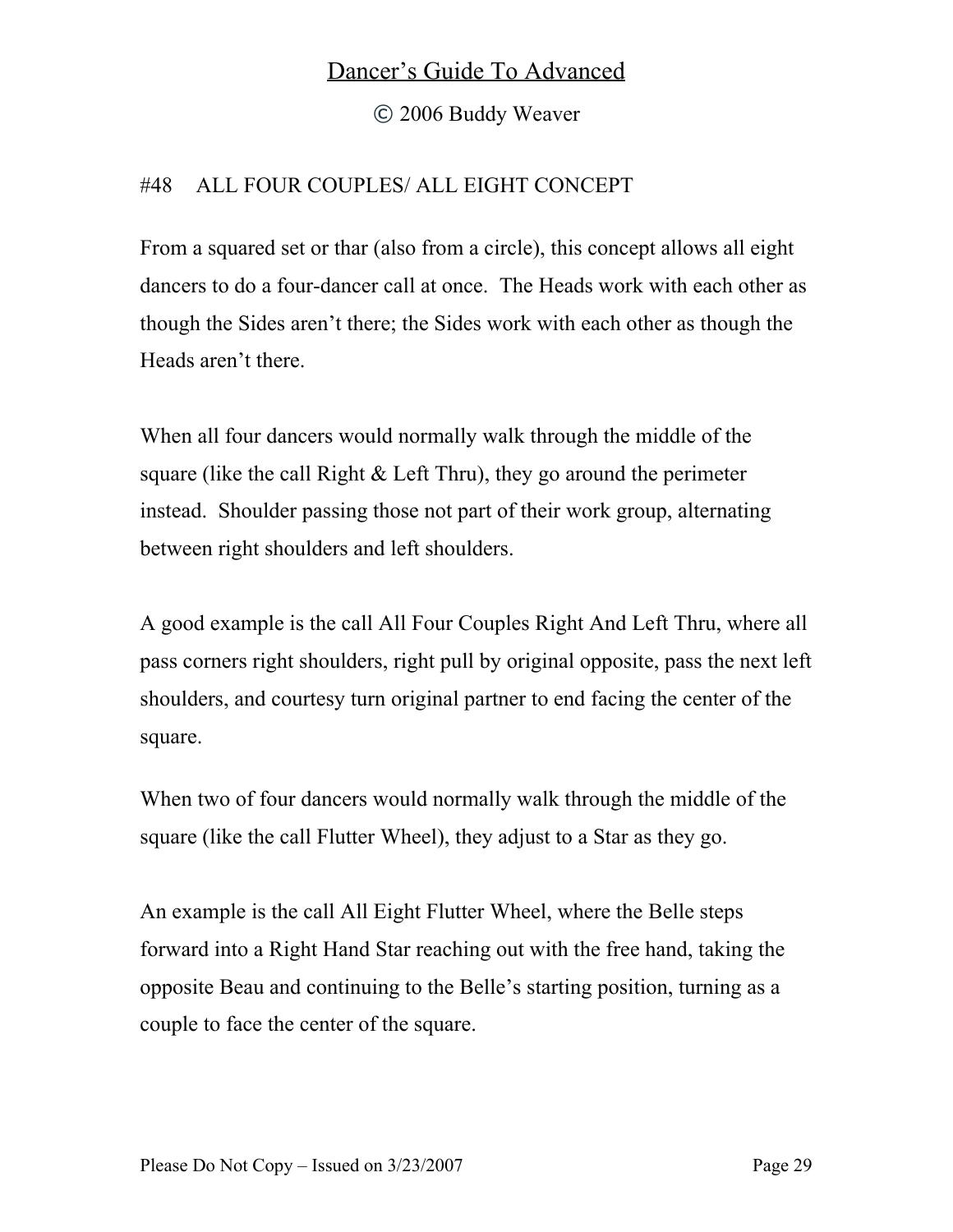## #48 ALL FOUR COUPLES/ ALL EIGHT CONCEPT

From a squared set or thar (also from a circle), this concept allows all eight dancers to do a four-dancer call at once. The Heads work with each other as though the Sides aren't there; the Sides work with each other as though the Heads aren't there.

When all four dancers would normally walk through the middle of the square (like the call Right & Left Thru), they go around the perimeter instead. Shoulder passing those not part of their work group, alternating between right shoulders and left shoulders.

A good example is the call All Four Couples Right And Left Thru, where all pass corners right shoulders, right pull by original opposite, pass the next left shoulders, and courtesy turn original partner to end facing the center of the square.

When two of four dancers would normally walk through the middle of the square (like the call Flutter Wheel), they adjust to a Star as they go.

An example is the call All Eight Flutter Wheel, where the Belle steps forward into a Right Hand Star reaching out with the free hand, taking the opposite Beau and continuing to the Belle's starting position, turning as a couple to face the center of the square.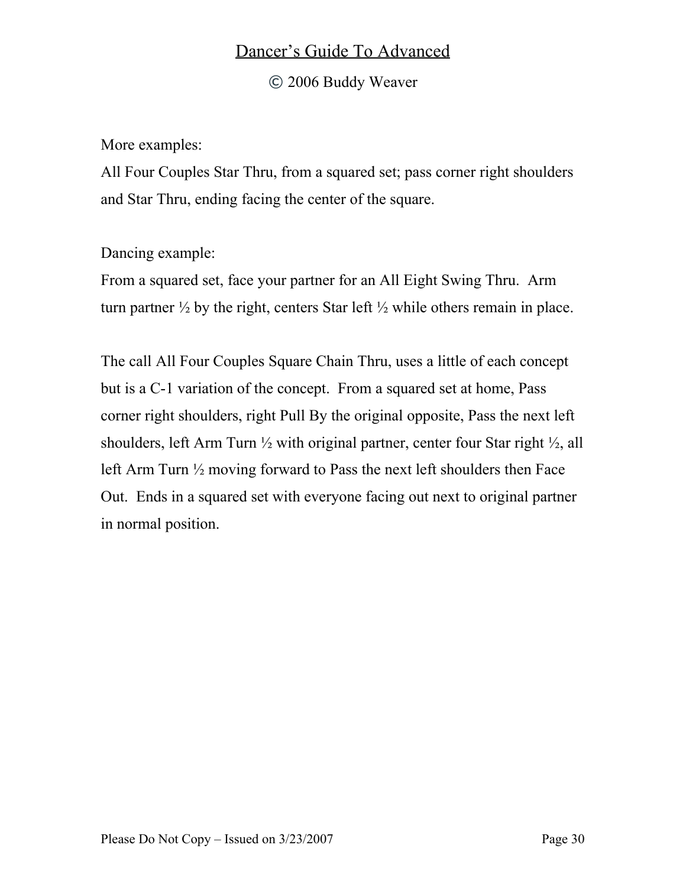More examples:

All Four Couples Star Thru, from a squared set; pass corner right shoulders and Star Thru, ending facing the center of the square.

Dancing example:

From a squared set, face your partner for an All Eight Swing Thru. Arm turn partner ½ by the right, centers Star left ½ while others remain in place.

The call All Four Couples Square Chain Thru, uses a little of each concept but is a C-1 variation of the concept. From a squared set at home, Pass corner right shoulders, right Pull By the original opposite, Pass the next left shoulders, left Arm Turn ½ with original partner, center four Star right ½, all left Arm Turn ½ moving forward to Pass the next left shoulders then Face Out. Ends in a squared set with everyone facing out next to original partner in normal position.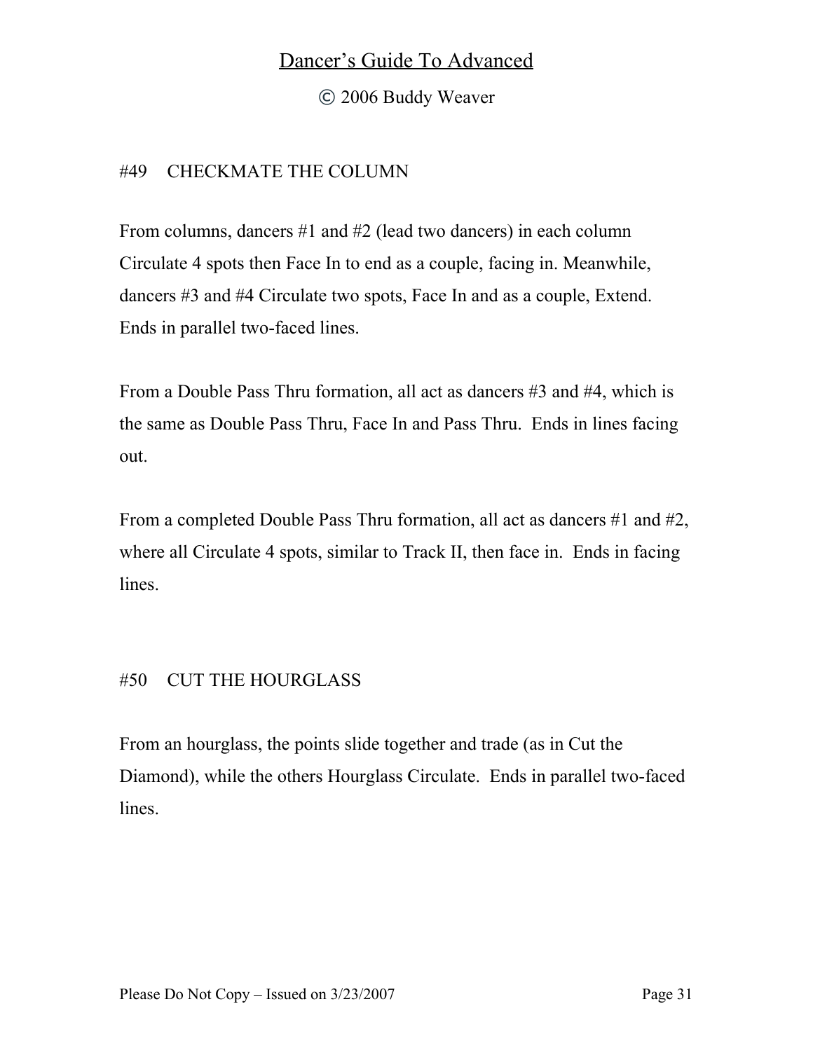## #49 CHECKMATE THE COLUMN

From columns, dancers #1 and #2 (lead two dancers) in each column Circulate 4 spots then Face In to end as a couple, facing in. Meanwhile, dancers #3 and #4 Circulate two spots, Face In and as a couple, Extend. Ends in parallel two-faced lines.

From a Double Pass Thru formation, all act as dancers #3 and #4, which is the same as Double Pass Thru, Face In and Pass Thru. Ends in lines facing out.

From a completed Double Pass Thru formation, all act as dancers #1 and #2, where all Circulate 4 spots, similar to Track II, then face in. Ends in facing lines.

## #50 CUT THE HOURGLASS

From an hourglass, the points slide together and trade (as in Cut the Diamond), while the others Hourglass Circulate. Ends in parallel two-faced lines.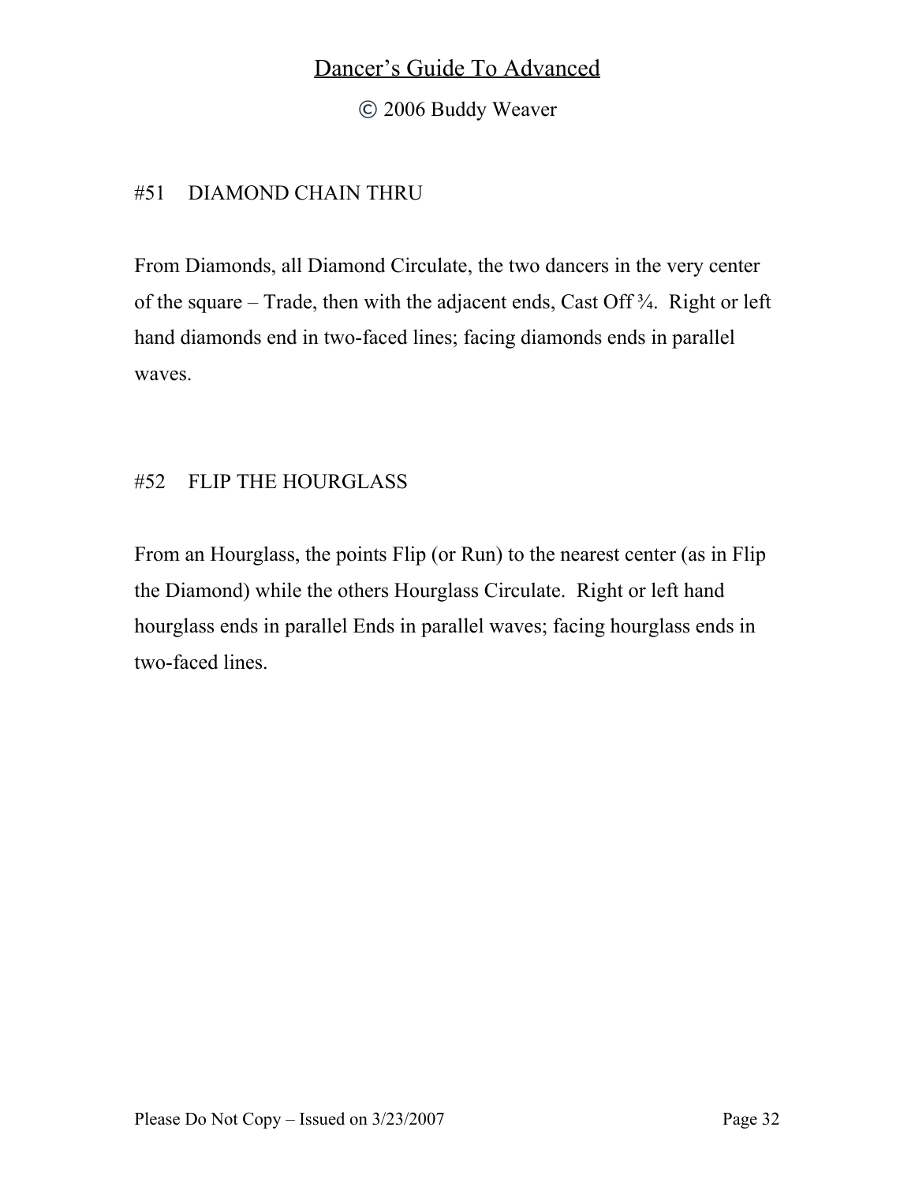#51 DIAMOND CHAIN THRU

From Diamonds, all Diamond Circulate, the two dancers in the very center of the square – Trade, then with the adjacent ends, Cast Off ¾. Right or left hand diamonds end in two-faced lines; facing diamonds ends in parallel waves.

#52 FLIP THE HOURGLASS

From an Hourglass, the points Flip (or Run) to the nearest center (as in Flip the Diamond) while the others Hourglass Circulate. Right or left hand hourglass ends in parallel Ends in parallel waves; facing hourglass ends in two-faced lines.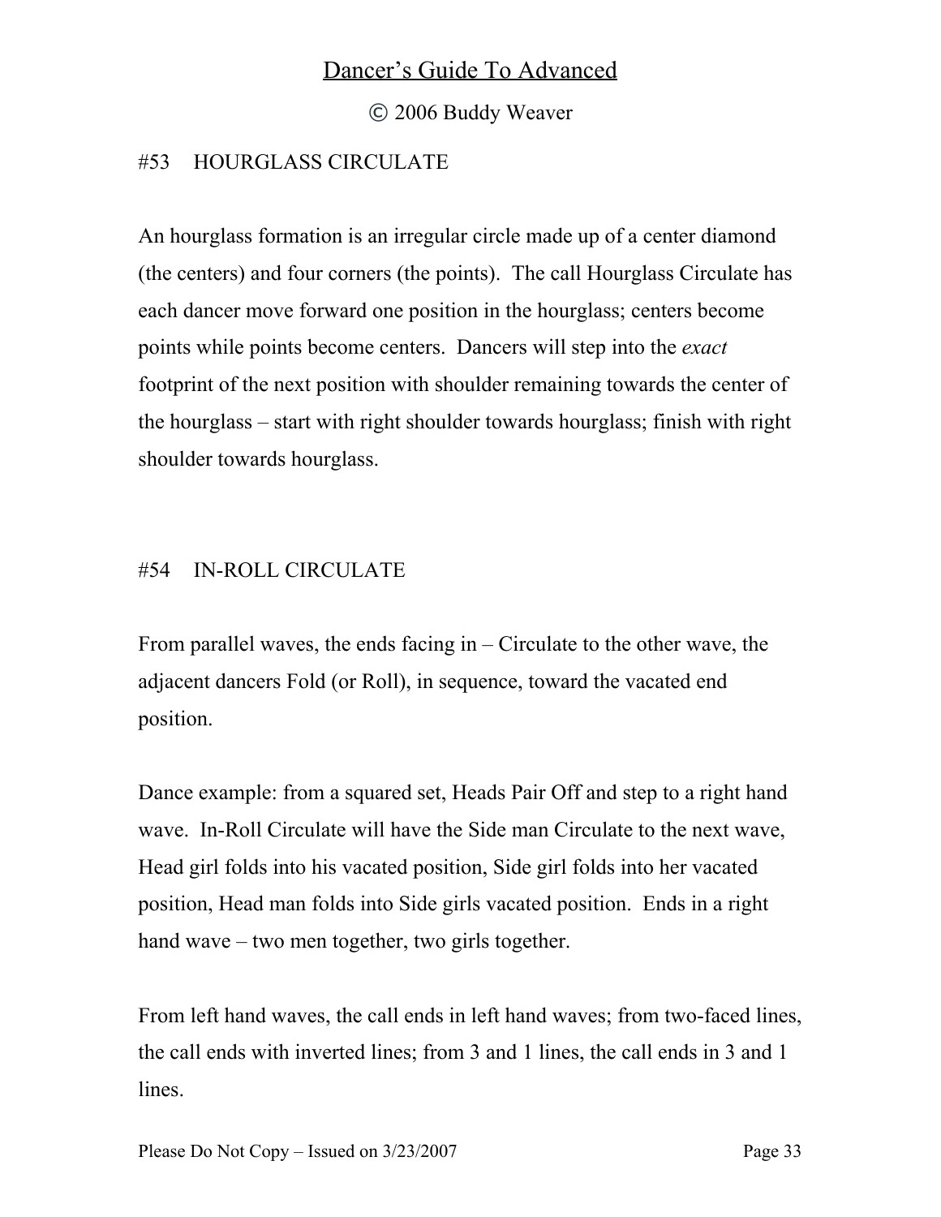## #53 HOURGLASS CIRCULATE

An hourglass formation is an irregular circle made up of a center diamond (the centers) and four corners (the points). The call Hourglass Circulate has each dancer move forward one position in the hourglass; centers become points while points become centers. Dancers will step into the *exact* footprint of the next position with shoulder remaining towards the center of the hourglass – start with right shoulder towards hourglass; finish with right shoulder towards hourglass.

## #54 IN-ROLL CIRCULATE

From parallel waves, the ends facing in – Circulate to the other wave, the adjacent dancers Fold (or Roll), in sequence, toward the vacated end position.

Dance example: from a squared set, Heads Pair Off and step to a right hand wave. In-Roll Circulate will have the Side man Circulate to the next wave, Head girl folds into his vacated position, Side girl folds into her vacated position, Head man folds into Side girls vacated position. Ends in a right hand wave – two men together, two girls together.

From left hand waves, the call ends in left hand waves; from two-faced lines, the call ends with inverted lines; from 3 and 1 lines, the call ends in 3 and 1 lines.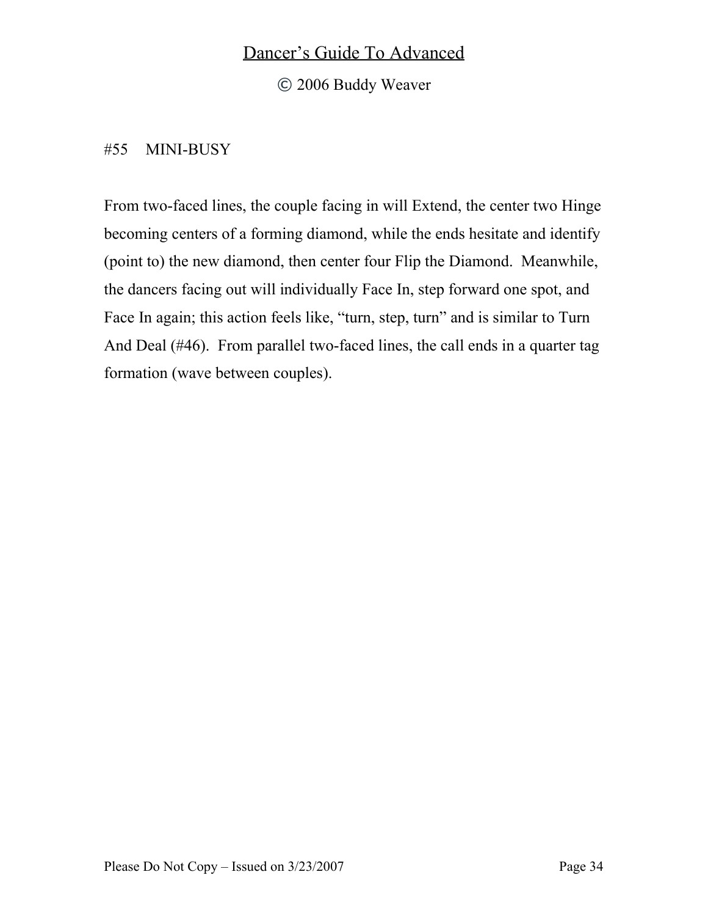#55 MINI-BUSY

From two-faced lines, the couple facing in will Extend, the center two Hinge becoming centers of a forming diamond, while the ends hesitate and identify (point to) the new diamond, then center four Flip the Diamond. Meanwhile, the dancers facing out will individually Face In, step forward one spot, and Face In again; this action feels like, "turn, step, turn" and is similar to Turn And Deal (#46). From parallel two-faced lines, the call ends in a quarter tag formation (wave between couples).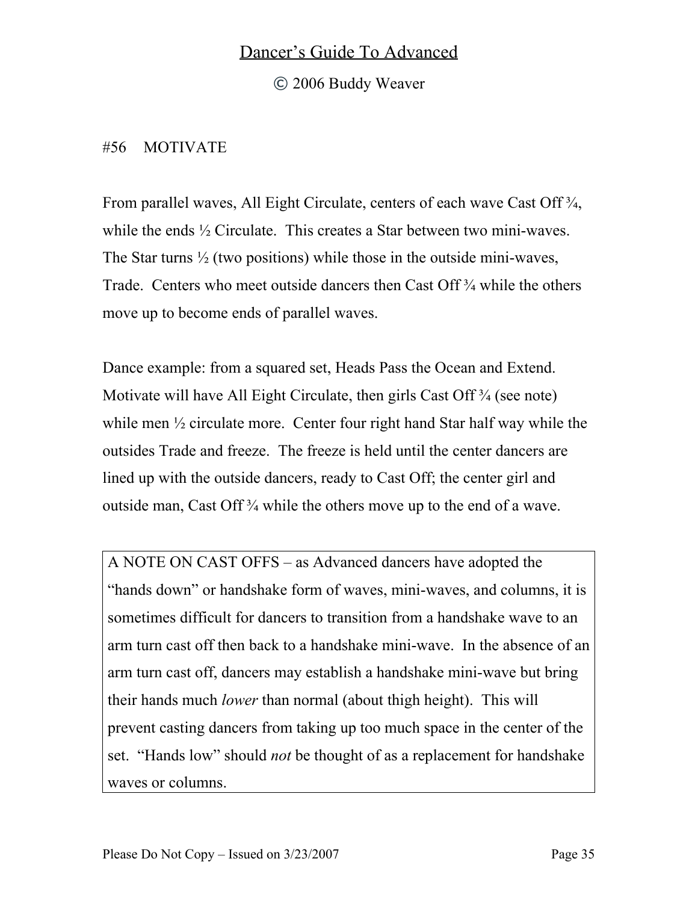## #56 MOTIVATE

From parallel waves, All Eight Circulate, centers of each wave Cast Off ¾, while the ends ½ Circulate. This creates a Star between two mini-waves. The Star turns ½ (two positions) while those in the outside mini-waves, Trade. Centers who meet outside dancers then Cast Off ¾ while the others move up to become ends of parallel waves.

Dance example: from a squared set, Heads Pass the Ocean and Extend. Motivate will have All Eight Circulate, then girls Cast Off ¾ (see note) while men ½ circulate more. Center four right hand Star half way while the outsides Trade and freeze. The freeze is held until the center dancers are lined up with the outside dancers, ready to Cast Off; the center girl and outside man, Cast Off ¾ while the others move up to the end of a wave.

> A NOTE ON CAST OFFS – as Advanced dancers have adopted the "hands down" or handshake form of waves, mini-waves, and columns, it is sometimes difficult for dancers to transition from a handshake wave to an arm turn cast off then back to a handshake mini-wave. In the absence of an arm turn cast off, dancers may establish a handshake mini-wave but bring their hands much *lower* than normal (about thigh height). This will prevent casting dancers from taking up too much space in the center of the set. "Hands low" should *not* be thought of as a replacement for handshake waves or columns.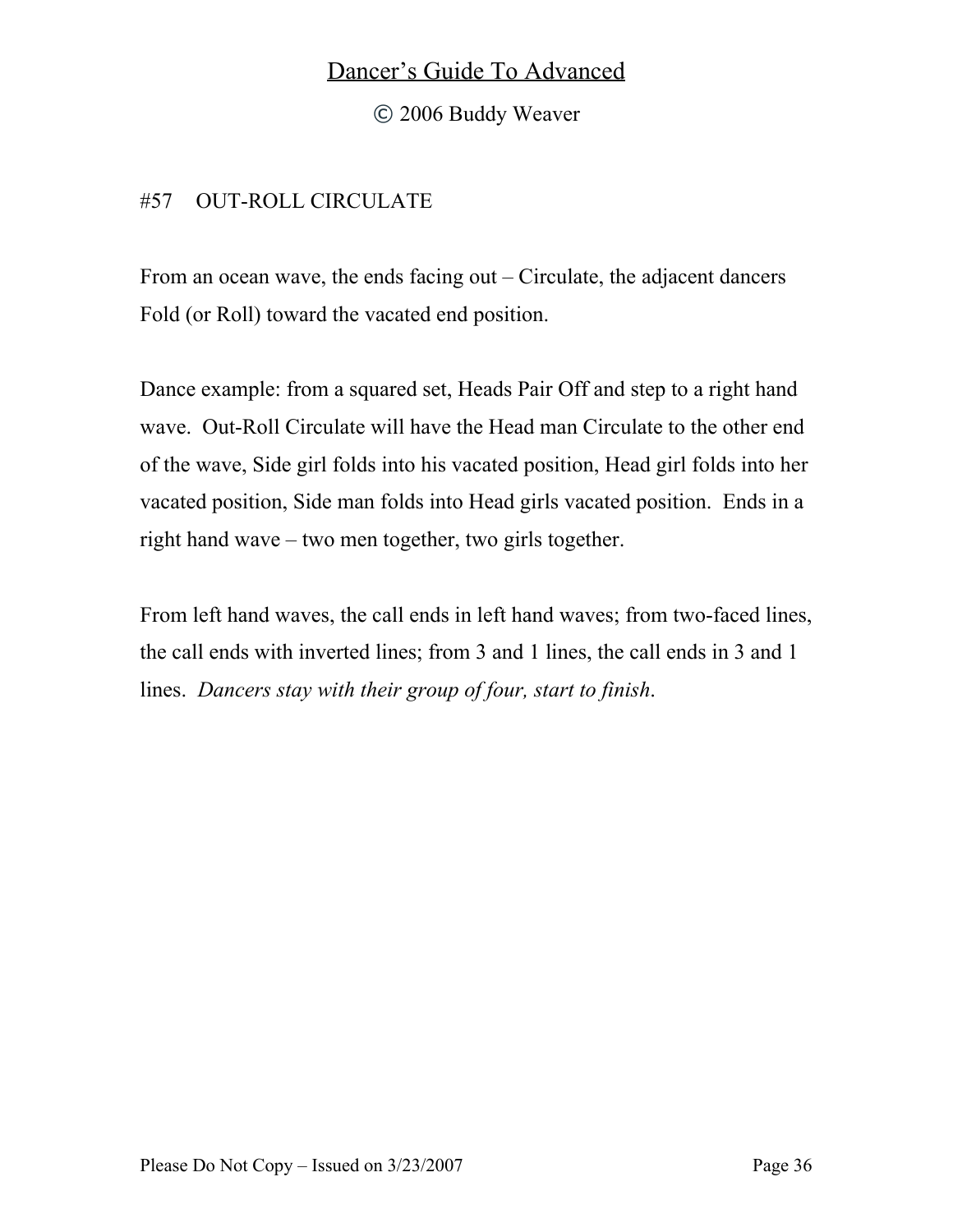#57 OUT-ROLL CIRCULATE

From an ocean wave, the ends facing out – Circulate, the adjacent dancers Fold (or Roll) toward the vacated end position.

Dance example: from a squared set, Heads Pair Off and step to a right hand wave. Out-Roll Circulate will have the Head man Circulate to the other end of the wave, Side girl folds into his vacated position, Head girl folds into her vacated position, Side man folds into Head girls vacated position. Ends in a right hand wave – two men together, two girls together.

From left hand waves, the call ends in left hand waves; from two-faced lines, the call ends with inverted lines; from 3 and 1 lines, the call ends in 3 and 1 lines. *Dancers stay with their group of four, start to finish*.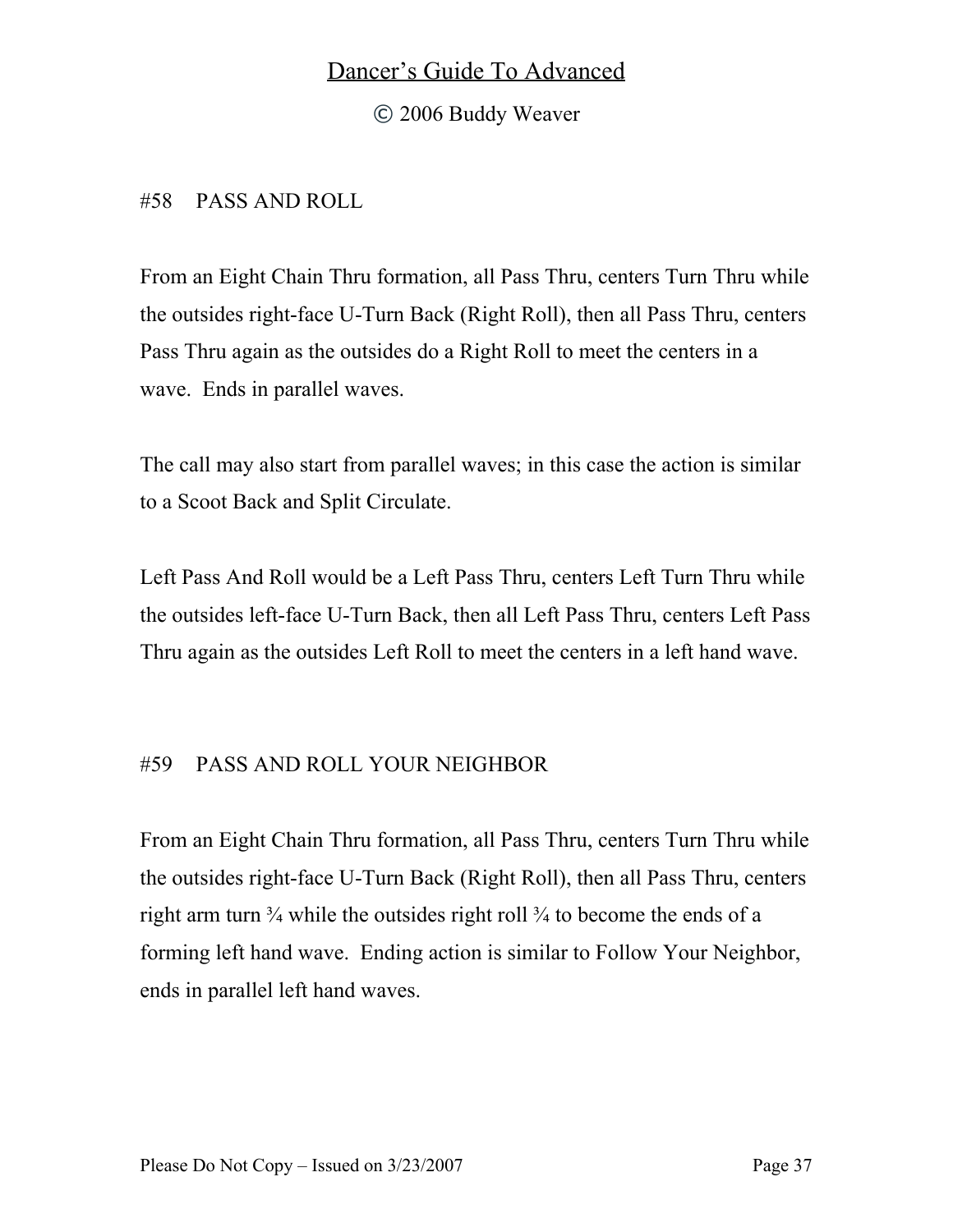### #58 PASS AND ROLL

From an Eight Chain Thru formation, all Pass Thru, centers Turn Thru while the outsides right-face U-Turn Back (Right Roll), then all Pass Thru, centers Pass Thru again as the outsides do a Right Roll to meet the centers in a wave. Ends in parallel waves.

The call may also start from parallel waves; in this case the action is similar to a Scoot Back and Split Circulate.

Left Pass And Roll would be a Left Pass Thru, centers Left Turn Thru while the outsides left-face U-Turn Back, then all Left Pass Thru, centers Left Pass Thru again as the outsides Left Roll to meet the centers in a left hand wave.

### #59 PASS AND ROLL YOUR NEIGHBOR

From an Eight Chain Thru formation, all Pass Thru, centers Turn Thru while the outsides right-face U-Turn Back (Right Roll), then all Pass Thru, centers right arm turn ¾ while the outsides right roll ¾ to become the ends of a forming left hand wave. Ending action is similar to Follow Your Neighbor, ends in parallel left hand waves.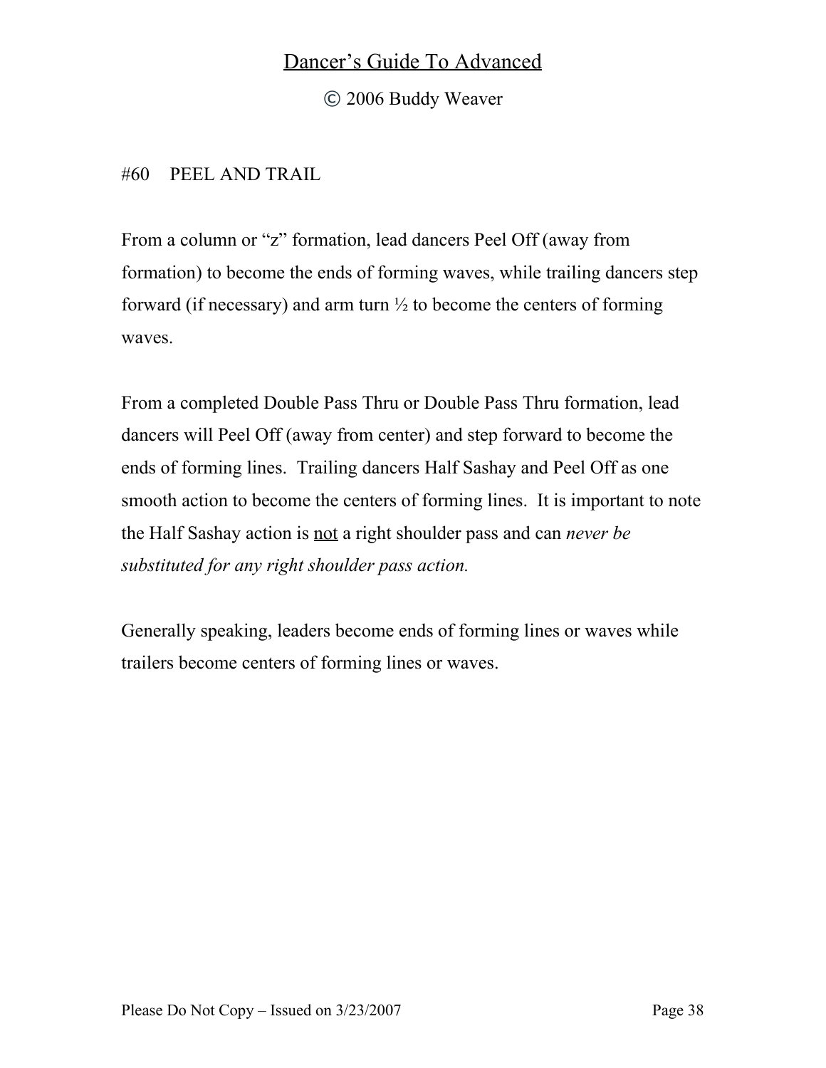#60 PEEL AND TRAIL

From a column or "z" formation, lead dancers Peel Off (away from formation) to become the ends of forming waves, while trailing dancers step forward (if necessary) and arm turn ½ to become the centers of forming waves.

From a completed Double Pass Thru or Double Pass Thru formation, lead dancers will Peel Off (away from center) and step forward to become the ends of forming lines. Trailing dancers Half Sashay and Peel Off as one smooth action to become the centers of forming lines. It is important to note the Half Sashay action is <u>not</u> a right shoulder pass and can *never be substituted for any right shoulder pass action.*

Generally speaking, leaders become ends of forming lines or waves while trailers become centers of forming lines or waves.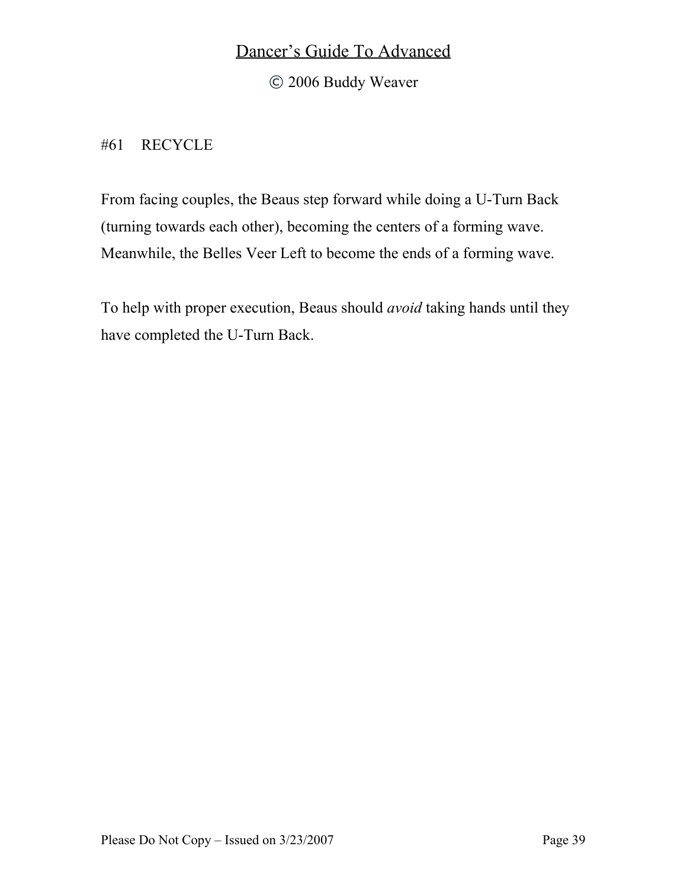#61 RECYCLE

From facing couples, the Beaus step forward while doing a U-Turn Back (turning towards each other), becoming the centers of a forming wave. Meanwhile, the Belles Veer Left to become the ends of a forming wave.

To help with proper execution, Beaus should *avoid* taking hands until they have completed the U-Turn Back.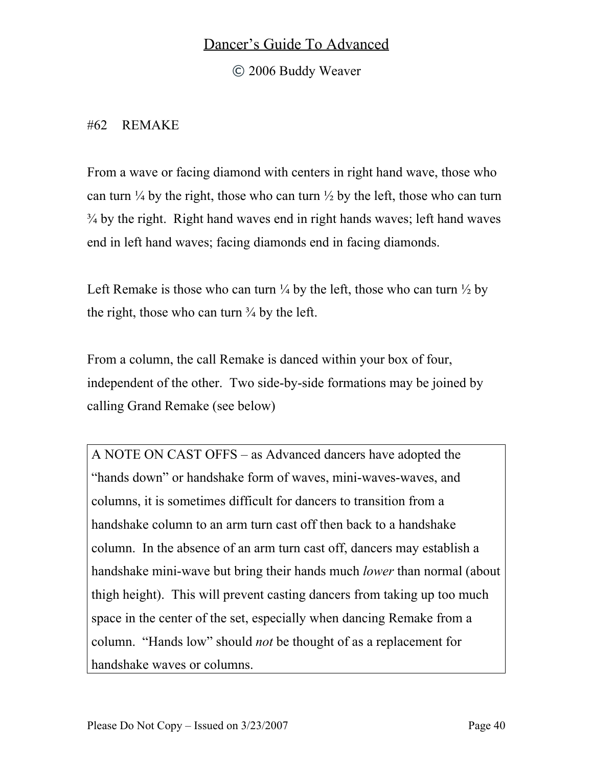## #62 REMAKE

From a wave or facing diamond with centers in right hand wave, those who can turn ¼ by the right, those who can turn ½ by the left, those who can turn ¾ by the right. Right hand waves end in right hands waves; left hand waves end in left hand waves; facing diamonds end in facing diamonds.

Left Remake is those who can turn ¼ by the left, those who can turn ½ by the right, those who can turn ¾ by the left.

From a column, the call Remake is danced within your box of four, independent of the other. Two side-by-side formations may be joined by calling Grand Remake (see below)

> A NOTE ON CAST OFFS – as Advanced dancers have adopted the "hands down" or handshake form of waves, mini-waves-waves, and columns, it is sometimes difficult for dancers to transition from a handshake column to an arm turn cast off then back to a handshake column. In the absence of an arm turn cast off, dancers may establish a handshake mini-wave but bring their hands much *lower* than normal (about thigh height). This will prevent casting dancers from taking up too much space in the center of the set, especially when dancing Remake from a column. "Hands low" should *not* be thought of as a replacement for handshake waves or columns.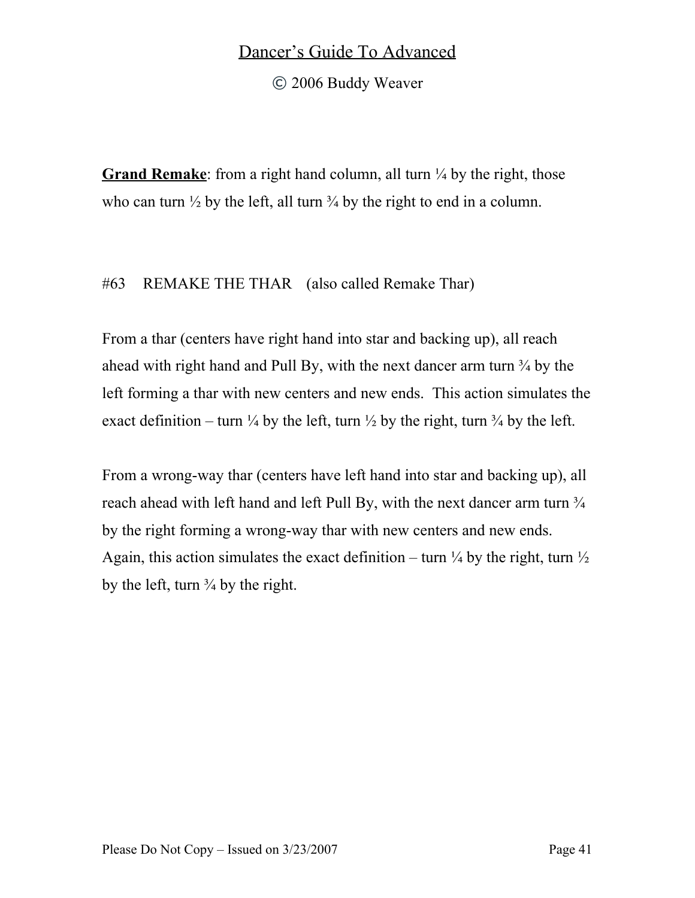**Grand Remake**: from a right hand column, all turn ¼ by the right, those who can turn ½ by the left, all turn ¾ by the right to end in a column.

#63 REMAKE THE THAR (also called Remake Thar)

From a thar (centers have right hand into star and backing up), all reach ahead with right hand and Pull By, with the next dancer arm turn ¾ by the left forming a thar with new centers and new ends. This action simulates the exact definition – turn ¼ by the left, turn ½ by the right, turn ¾ by the left.

From a wrong-way thar (centers have left hand into star and backing up), all reach ahead with left hand and left Pull By, with the next dancer arm turn ¾ by the right forming a wrong-way thar with new centers and new ends. Again, this action simulates the exact definition – turn ¼ by the right, turn ½ by the left, turn ¾ by the right.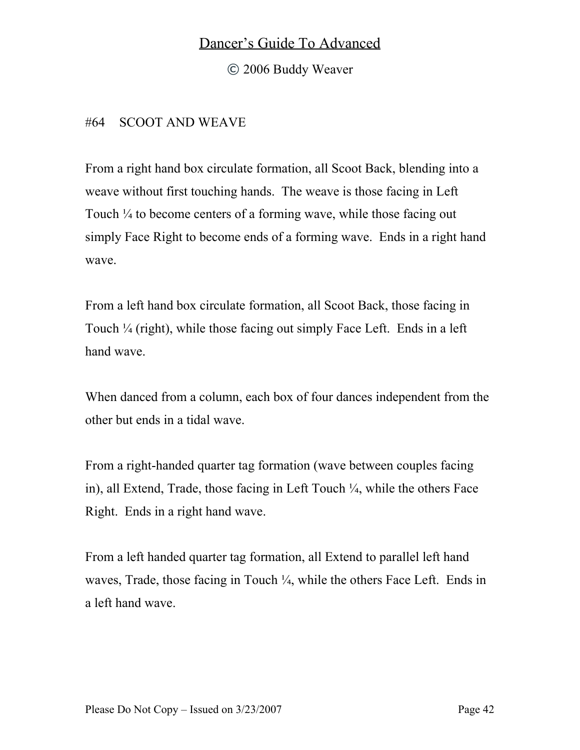#64 SCOOT AND WEAVE

From a right hand box circulate formation, all Scoot Back, blending into a weave without first touching hands. The weave is those facing in Left Touch ¼ to become centers of a forming wave, while those facing out simply Face Right to become ends of a forming wave. Ends in a right hand wave.

From a left hand box circulate formation, all Scoot Back, those facing in Touch ¼ (right), while those facing out simply Face Left. Ends in a left hand wave.

When danced from a column, each box of four dances independent from the other but ends in a tidal wave.

From a right-handed quarter tag formation (wave between couples facing in), all Extend, Trade, those facing in Left Touch ¼, while the others Face Right. Ends in a right hand wave.

From a left handed quarter tag formation, all Extend to parallel left hand waves, Trade, those facing in Touch ¼, while the others Face Left. Ends in a left hand wave.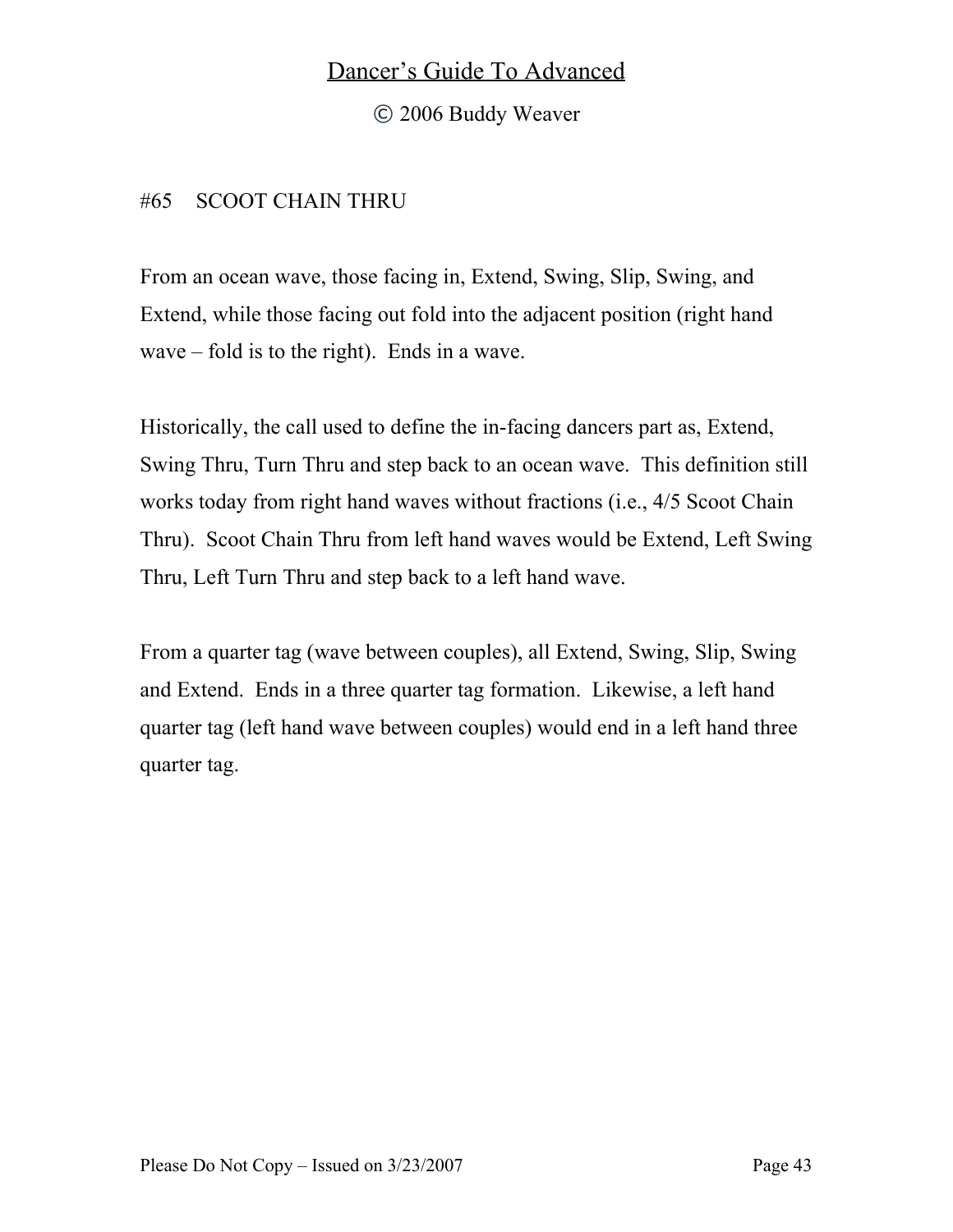## #65 SCOOT CHAIN THRU

From an ocean wave, those facing in, Extend, Swing, Slip, Swing, and Extend, while those facing out fold into the adjacent position (right hand wave – fold is to the right). Ends in a wave.

Historically, the call used to define the in-facing dancers part as, Extend, Swing Thru, Turn Thru and step back to an ocean wave. This definition still works today from right hand waves without fractions (i.e., 4/5 Scoot Chain Thru). Scoot Chain Thru from left hand waves would be Extend, Left Swing Thru, Left Turn Thru and step back to a left hand wave.

From a quarter tag (wave between couples), all Extend, Swing, Slip, Swing and Extend. Ends in a three quarter tag formation. Likewise, a left hand quarter tag (left hand wave between couples) would end in a left hand three quarter tag.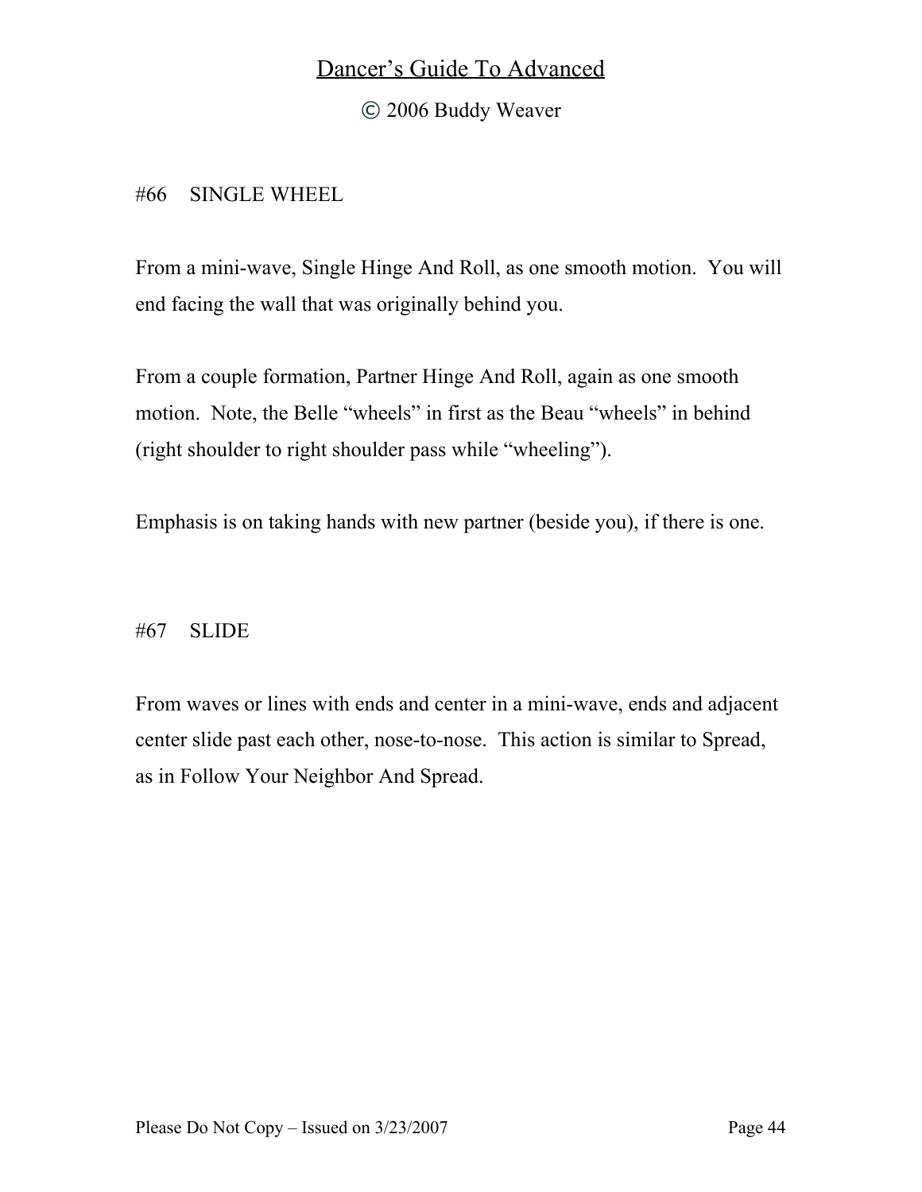## #66 SINGLE WHEEL

From a mini-wave, Single Hinge And Roll, as one smooth motion. You will end facing the wall that was originally behind you.

From a couple formation, Partner Hinge And Roll, again as one smooth motion. Note, the Belle "wheels" in first as the Beau "wheels" in behind (right shoulder to right shoulder pass while "wheeling").

Emphasis is on taking hands with new partner (beside you), if there is one.

## #67 SLIDE

From waves or lines with ends and center in a mini-wave, ends and adjacent center slide past each other, nose-to-nose. This action is similar to Spread, as in Follow Your Neighbor And Spread.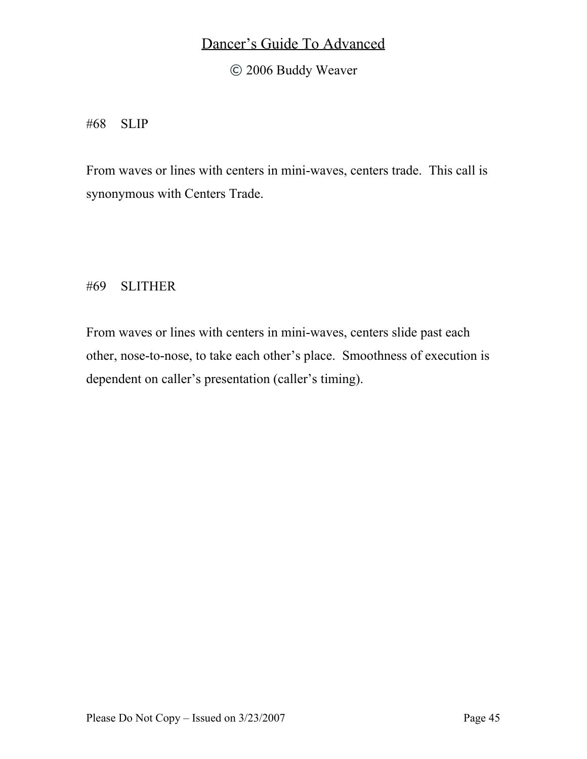## #68 SLIP

From waves or lines with centers in mini-waves, centers trade. This call is synonymous with Centers Trade.

## #69 SLITHER

From waves or lines with centers in mini-waves, centers slide past each other, nose-to-nose, to take each other's place. Smoothness of execution is dependent on caller's presentation (caller's timing).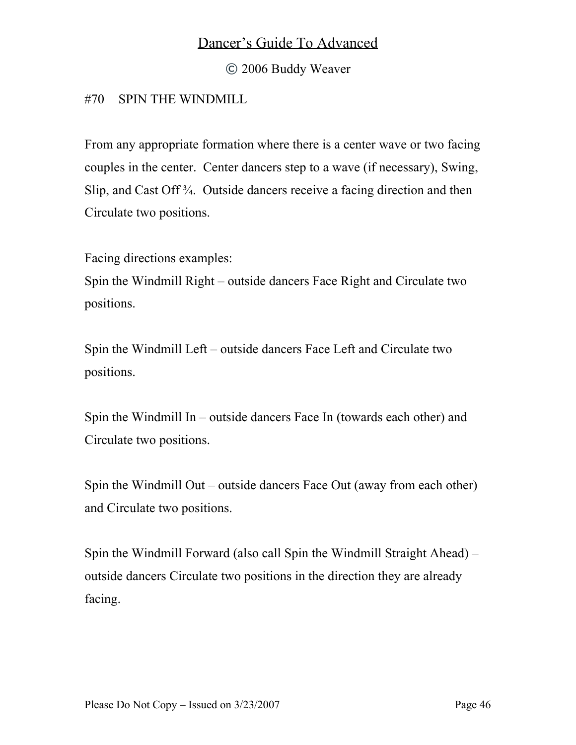## #70 SPIN THE WINDMILL

From any appropriate formation where there is a center wave or two facing couples in the center. Center dancers step to a wave (if necessary), Swing, Slip, and Cast Off ¾. Outside dancers receive a facing direction and then Circulate two positions.

Facing directions examples:
Spin the Windmill Right – outside dancers Face Right and Circulate two positions.

Spin the Windmill Left – outside dancers Face Left and Circulate two positions.

Spin the Windmill In – outside dancers Face In (towards each other) and Circulate two positions.

Spin the Windmill Out – outside dancers Face Out (away from each other) and Circulate two positions.

Spin the Windmill Forward (also call Spin the Windmill Straight Ahead) – outside dancers Circulate two positions in the direction they are already facing.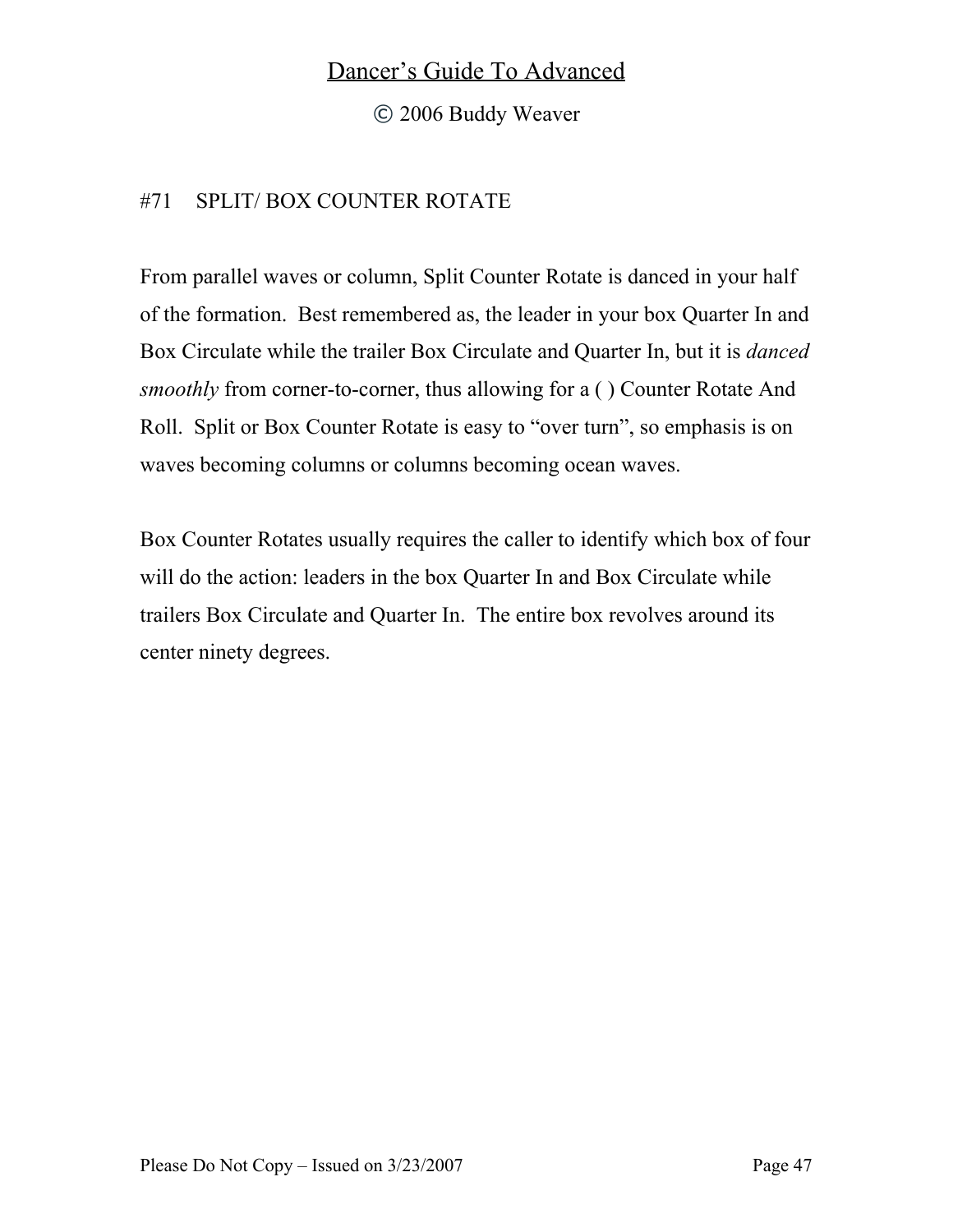#71 SPLIT/ BOX COUNTER ROTATE

From parallel waves or column, Split Counter Rotate is danced in your half of the formation. Best remembered as, the leader in your box Quarter In and Box Circulate while the trailer Box Circulate and Quarter In, but it is *danced smoothly* from corner-to-corner, thus allowing for a ( ) Counter Rotate And Roll. Split or Box Counter Rotate is easy to "over turn", so emphasis is on waves becoming columns or columns becoming ocean waves.

Box Counter Rotates usually requires the caller to identify which box of four will do the action: leaders in the box Quarter In and Box Circulate while trailers Box Circulate and Quarter In. The entire box revolves around its center ninety degrees.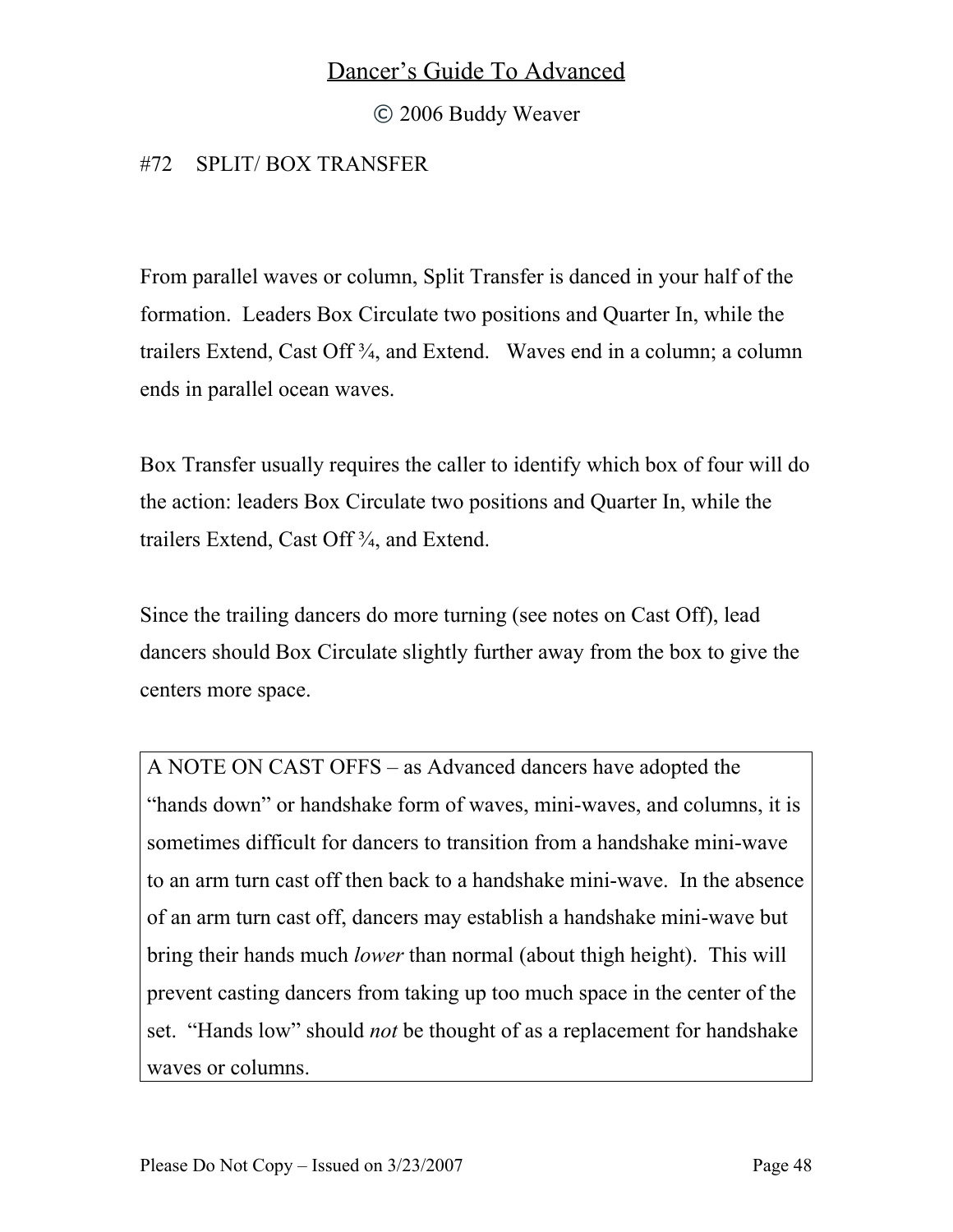## #72 SPLIT/ BOX TRANSFER

From parallel waves or column, Split Transfer is danced in your half of the formation. Leaders Box Circulate two positions and Quarter In, while the trailers Extend, Cast Off ¾, and Extend. Waves end in a column; a column ends in parallel ocean waves.

Box Transfer usually requires the caller to identify which box of four will do the action: leaders Box Circulate two positions and Quarter In, while the trailers Extend, Cast Off ¾, and Extend.

Since the trailing dancers do more turning (see notes on Cast Off), lead dancers should Box Circulate slightly further away from the box to give the centers more space.

> A NOTE ON CAST OFFS – as Advanced dancers have adopted the "hands down" or handshake form of waves, mini-waves, and columns, it is sometimes difficult for dancers to transition from a handshake mini-wave to an arm turn cast off then back to a handshake mini-wave. In the absence of an arm turn cast off, dancers may establish a handshake mini-wave but bring their hands much *lower* than normal (about thigh height). This will prevent casting dancers from taking up too much space in the center of the set. "Hands low" should *not* be thought of as a replacement for handshake waves or columns.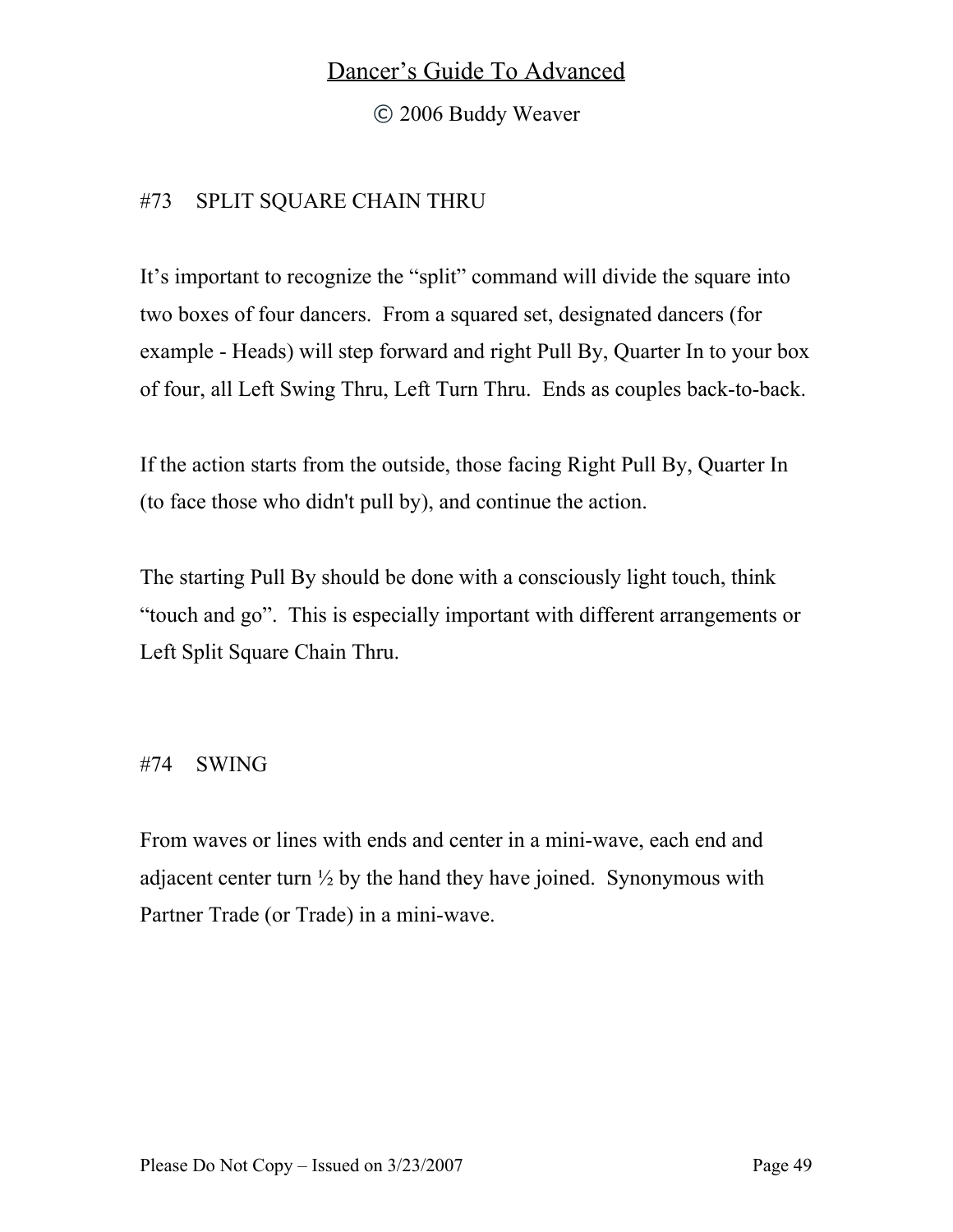## #73 SPLIT SQUARE CHAIN THRU

It's important to recognize the "split" command will divide the square into two boxes of four dancers. From a squared set, designated dancers (for example - Heads) will step forward and right Pull By, Quarter In to your box of four, all Left Swing Thru, Left Turn Thru. Ends as couples back-to-back.

If the action starts from the outside, those facing Right Pull By, Quarter In (to face those who didn't pull by), and continue the action.

The starting Pull By should be done with a consciously light touch, think "touch and go". This is especially important with different arrangements or Left Split Square Chain Thru.

## #74 SWING

From waves or lines with ends and center in a mini-wave, each end and adjacent center turn ½ by the hand they have joined. Synonymous with Partner Trade (or Trade) in a mini-wave.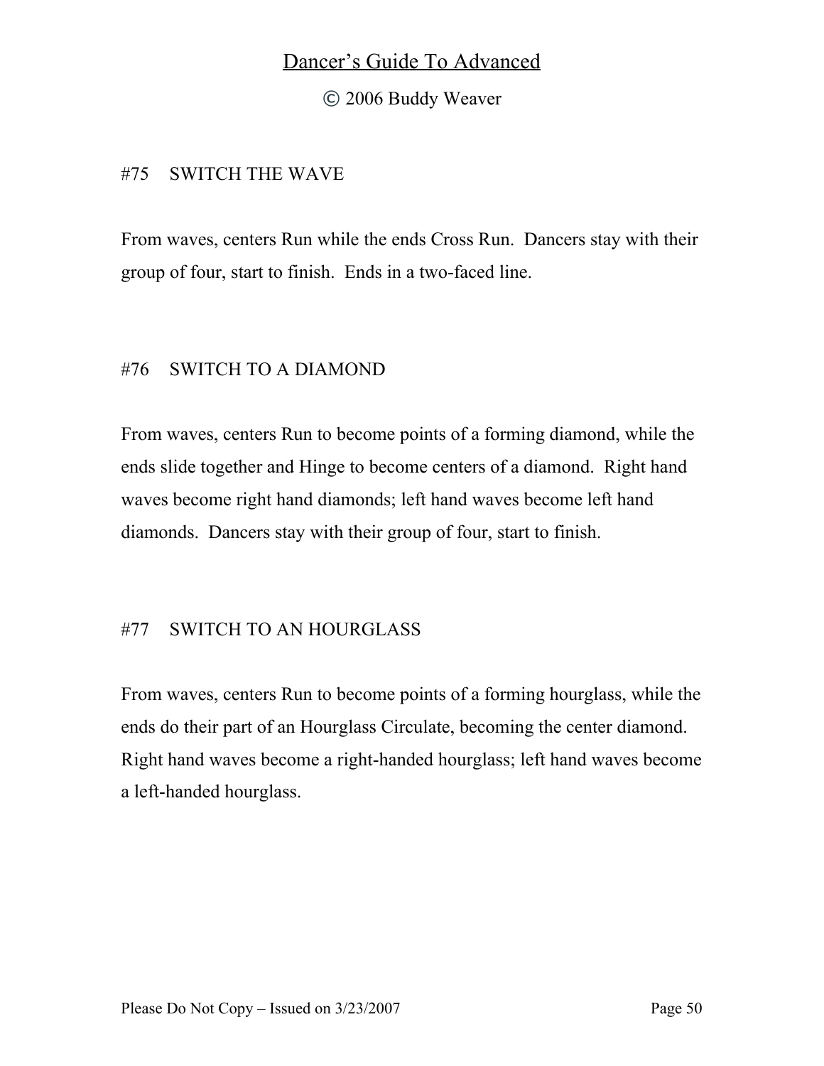## #75 SWITCH THE WAVE

From waves, centers Run while the ends Cross Run. Dancers stay with their group of four, start to finish. Ends in a two-faced line.

## #76 SWITCH TO A DIAMOND

From waves, centers Run to become points of a forming diamond, while the ends slide together and Hinge to become centers of a diamond. Right hand waves become right hand diamonds; left hand waves become left hand diamonds. Dancers stay with their group of four, start to finish.

## #77 SWITCH TO AN HOURGLASS

From waves, centers Run to become points of a forming hourglass, while the ends do their part of an Hourglass Circulate, becoming the center diamond. Right hand waves become a right-handed hourglass; left hand waves become a left-handed hourglass.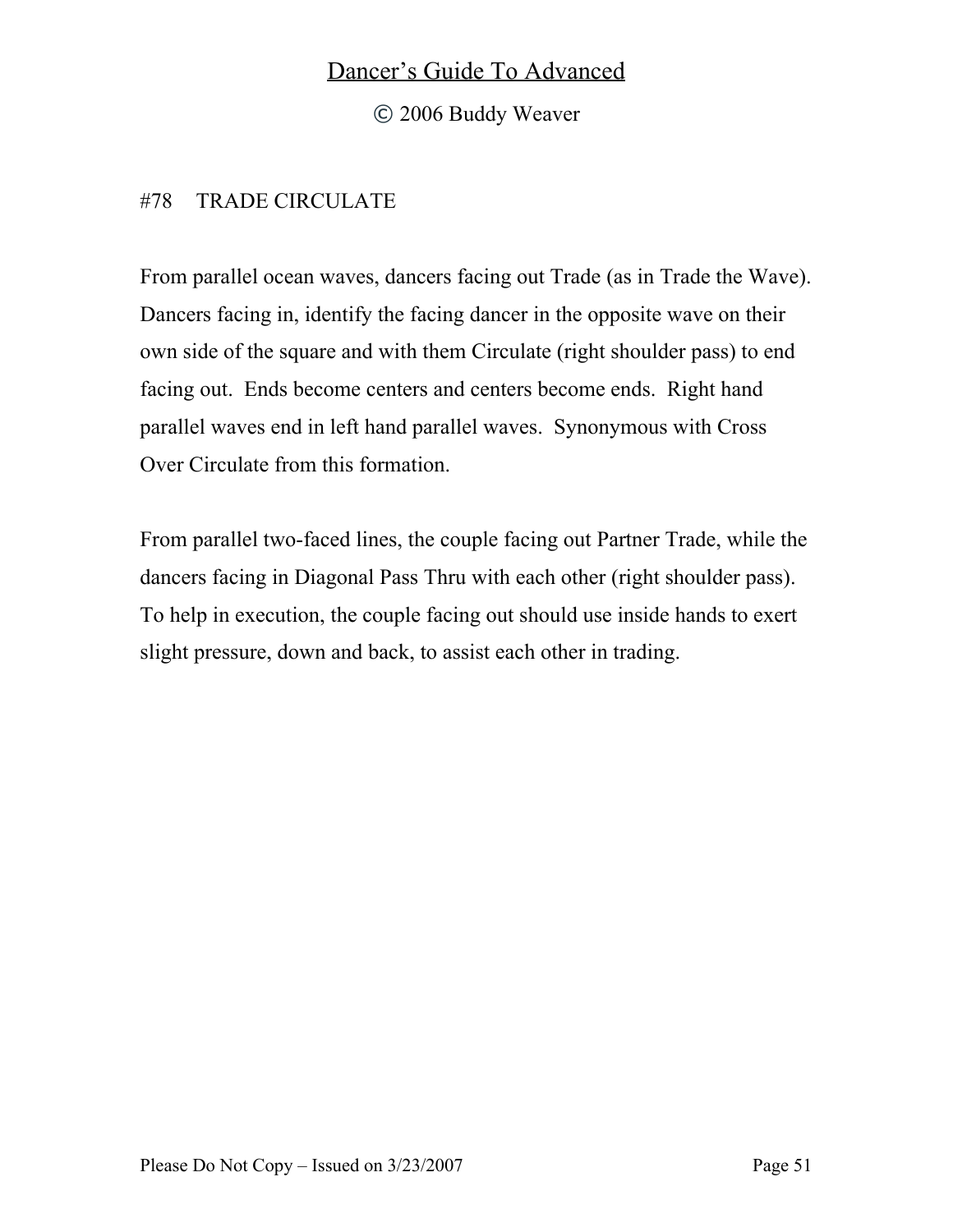#78 TRADE CIRCULATE

From parallel ocean waves, dancers facing out Trade (as in Trade the Wave). Dancers facing in, identify the facing dancer in the opposite wave on their own side of the square and with them Circulate (right shoulder pass) to end facing out. Ends become centers and centers become ends. Right hand parallel waves end in left hand parallel waves. Synonymous with Cross Over Circulate from this formation.

From parallel two-faced lines, the couple facing out Partner Trade, while the dancers facing in Diagonal Pass Thru with each other (right shoulder pass). To help in execution, the couple facing out should use inside hands to exert slight pressure, down and back, to assist each other in trading.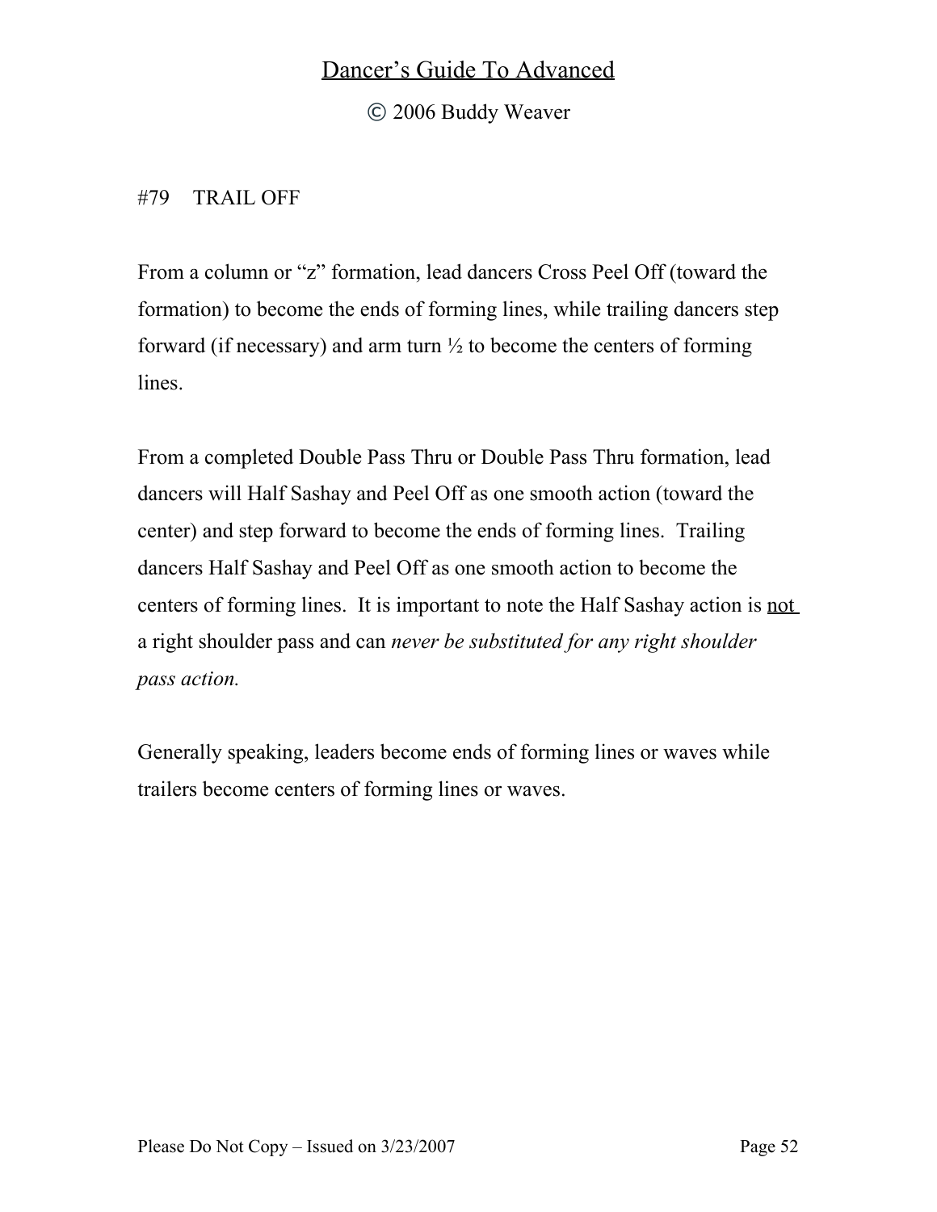#79 TRAIL OFF

From a column or "z" formation, lead dancers Cross Peel Off (toward the formation) to become the ends of forming lines, while trailing dancers step forward (if necessary) and arm turn ½ to become the centers of forming lines.

From a completed Double Pass Thru or Double Pass Thru formation, lead dancers will Half Sashay and Peel Off as one smooth action (toward the center) and step forward to become the ends of forming lines. Trailing dancers Half Sashay and Peel Off as one smooth action to become the centers of forming lines. It is important to note the Half Sashay action is <u>not</u> a right shoulder pass and can *never be substituted for any right shoulder pass action.*

Generally speaking, leaders become ends of forming lines or waves while trailers become centers of forming lines or waves.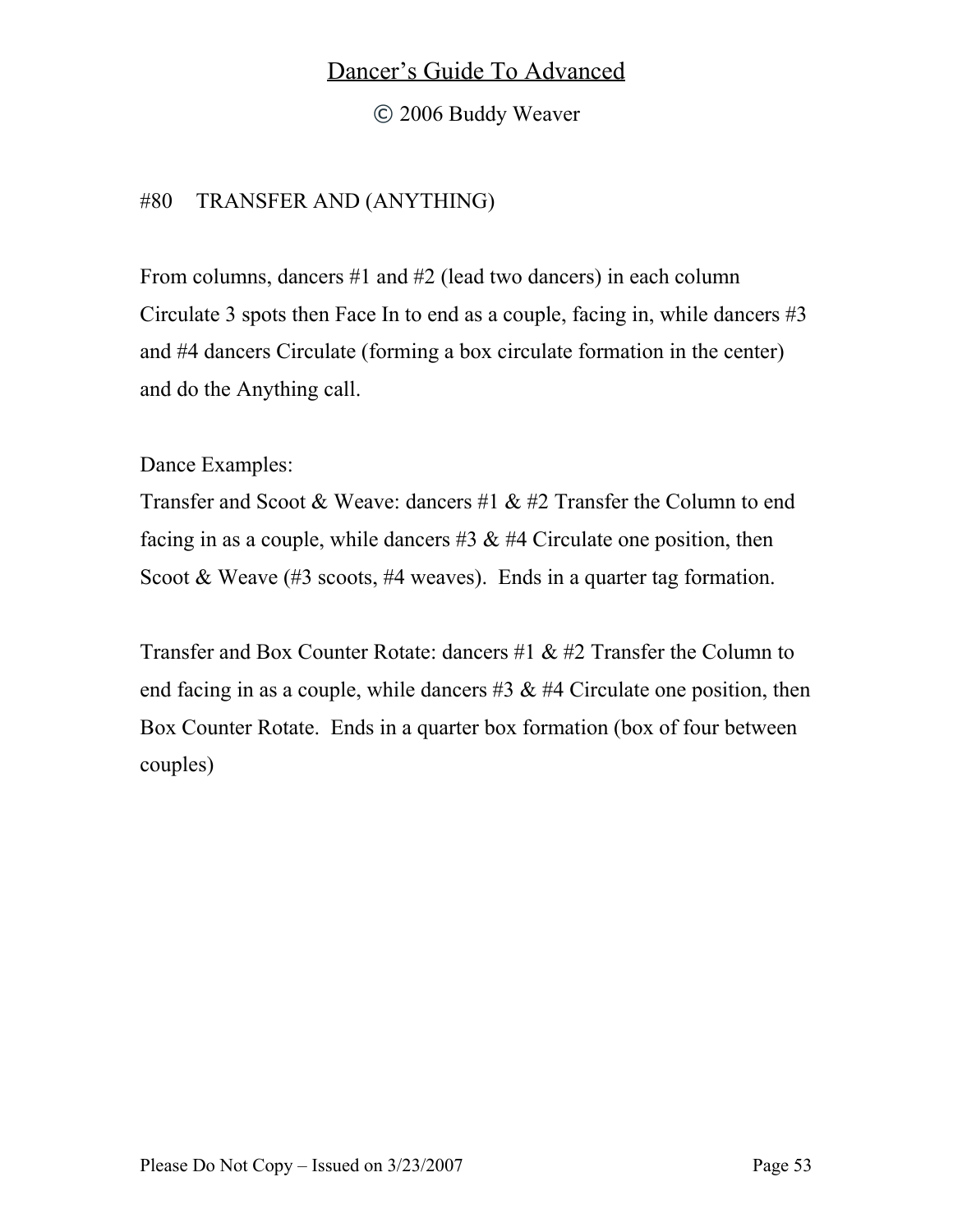## #80 TRANSFER AND (ANYTHING)

From columns, dancers #1 and #2 (lead two dancers) in each column Circulate 3 spots then Face In to end as a couple, facing in, while dancers #3 and #4 dancers Circulate (forming a box circulate formation in the center) and do the Anything call.

Dance Examples:

Transfer and Scoot & Weave: dancers #1 & #2 Transfer the Column to end facing in as a couple, while dancers #3 & #4 Circulate one position, then Scoot & Weave (#3 scoots, #4 weaves). Ends in a quarter tag formation.

Transfer and Box Counter Rotate: dancers #1 & #2 Transfer the Column to end facing in as a couple, while dancers #3 & #4 Circulate one position, then Box Counter Rotate. Ends in a quarter box formation (box of four between couples)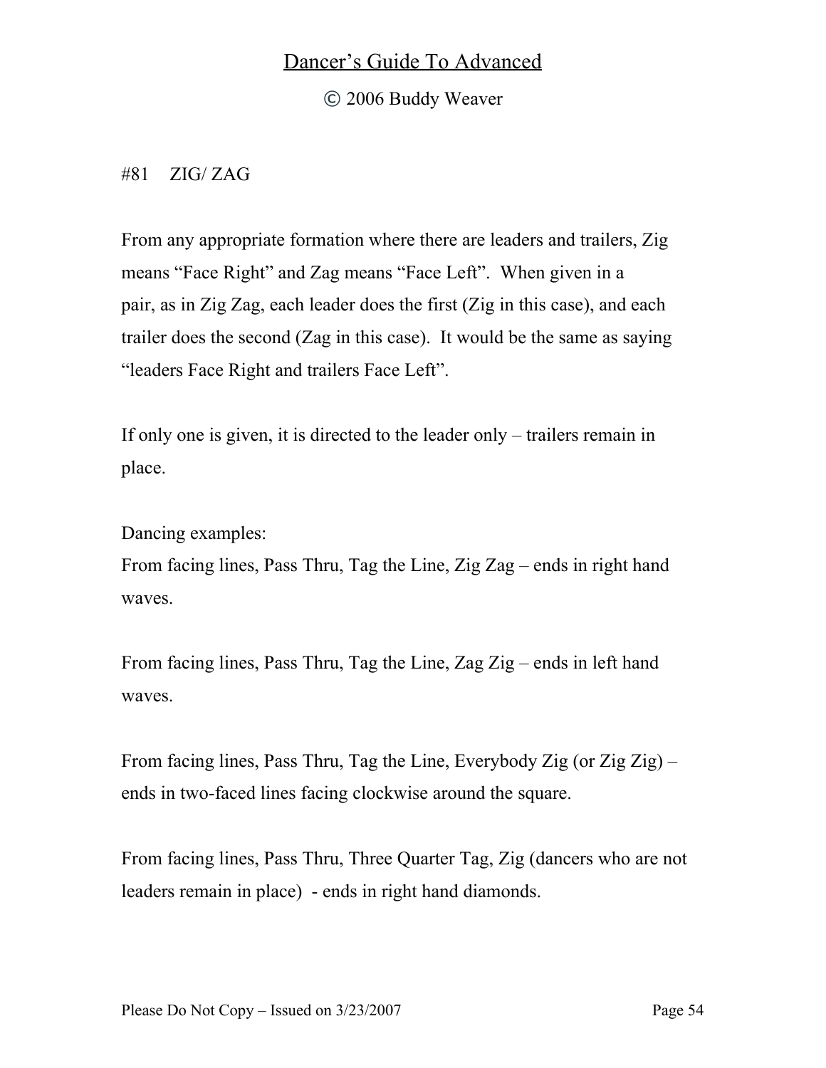# Dancer's Guide To Advanced

© 2006 Buddy Weaver

## #81 ZIG/ ZAG

From any appropriate formation where there are leaders and trailers, Zig means "Face Right" and Zag means "Face Left". When given in a pair, as in Zig Zag, each leader does the first (Zig in this case), and each trailer does the second (Zag in this case). It would be the same as saying "leaders Face Right and trailers Face Left".

If only one is given, it is directed to the leader only – trailers remain in place.

Dancing examples:
From facing lines, Pass Thru, Tag the Line, Zig Zag – ends in right hand waves.

From facing lines, Pass Thru, Tag the Line, Zag Zig – ends in left hand waves.

From facing lines, Pass Thru, Tag the Line, Everybody Zig (or Zig Zig) – ends in two-faced lines facing clockwise around the square.

From facing lines, Pass Thru, Three Quarter Tag, Zig (dancers who are not leaders remain in place) - ends in right hand diamonds.

Please Do Not Copy – Issued on 3/23/2007